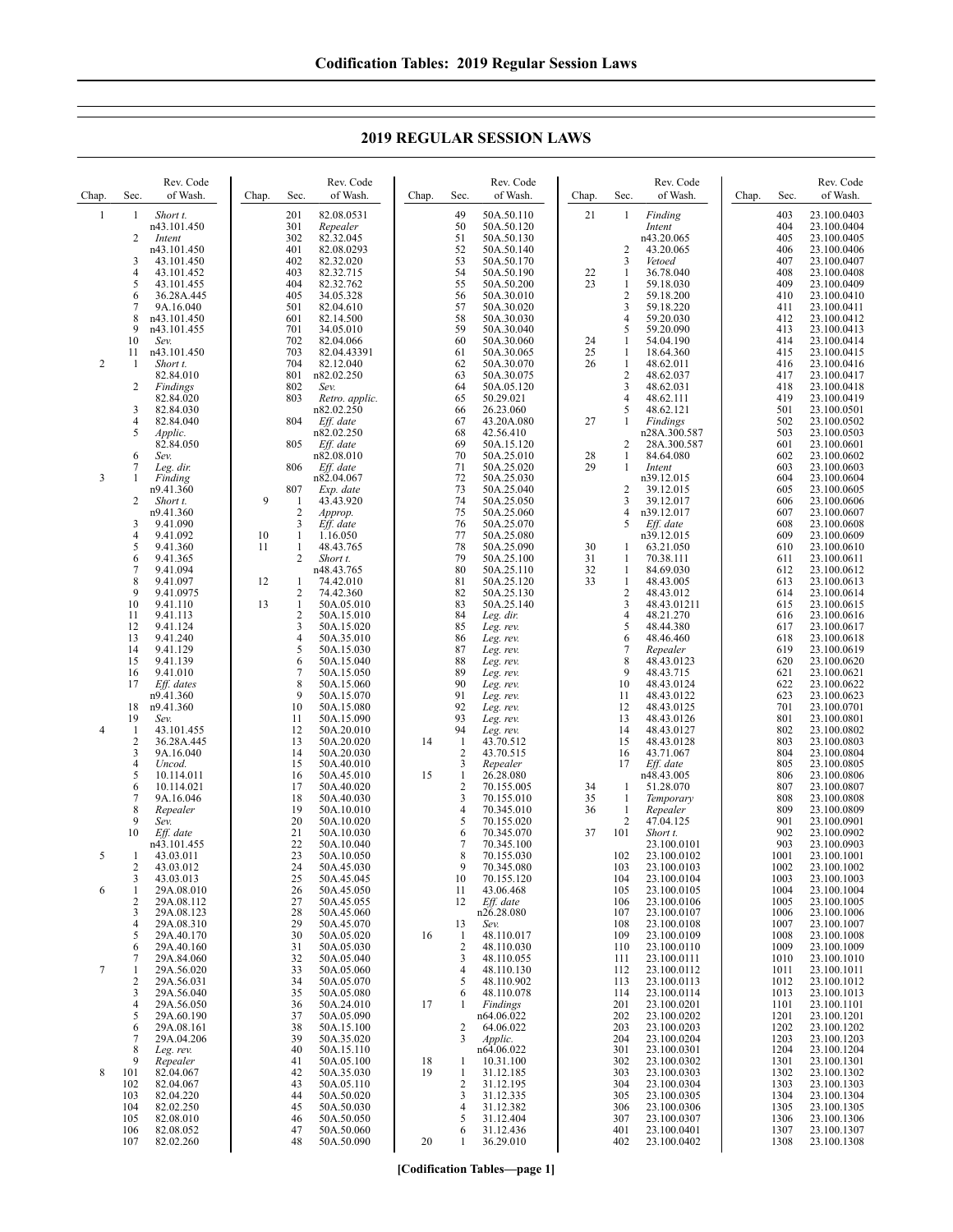## 2019 REGULAR SESSION LAWS

| Chap. | Sec. | Rev. Code of Wash. |
|---|---|---|
| 1 | 1 | *Short t.* n43.101.450 |
| | 2 | *Intent* n43.101.450 |
| | 3 | 43.101.450 |
| | 4 | 43.101.452 |
| | 5 | 43.101.455 |
| | 6 | 36.28A.445 |
| | 7 | 9A.16.040 |
| | 8 | n43.101.450 |
| | 9 | n43.101.455 |
| | 10 | *Sev.* n43.101.450 |
| | 11 | n43.101.450 |
| 2 | 1 | *Short t.* 82.84.010 |
| | 2 | *Findings* 82.84.020 |
| | 3 | 82.84.030 |
| | 4 | 82.84.040 |
| | 5 | *Applic.* 82.84.050 |
| | 6 | *Sev.* |
| | 7 | *Leg. dir.* |
| 3 | 1 | *Finding* n9.41.360 |
| | 2 | *Short t.* n9.41.360 |
| | 3 | 9.41.090 |
| | 4 | 9.41.092 |
| | 5 | 9.41.360 |
| | 6 | 9.41.365 |
| | 7 | 9.41.094 |
| | 8 | 9.41.097 |
| | 9 | 9.41.0975 |
| | 10 | 9.41.110 |
| | 11 | 9.41.113 |
| | 12 | 9.41.124 |
| | 13 | 9.41.240 |
| | 14 | 9.41.129 |
| | 15 | 9.41.139 |
| | 16 | 9.41.010 |
| | 17 | *Eff. dates* n9.41.360 |
| | 18 | n9.41.360 |
| | 19 | *Sev.* |
| 4 | 1 | 43.101.455 |
| | 2 | 36.28A.445 |
| | 3 | 9A.16.040 |
| | 4 | *Uncod.* |
| | 5 | 10.114.011 |
| | 6 | 10.114.021 |
| | 7 | 9A.16.046 |
| | 8 | *Repealer* |
| | 9 | *Sev.* |
| | 10 | *Eff. date* n43.101.455 |
| 5 | 1 | 43.03.011 |
| | 2 | 43.03.012 |
| | 3 | 43.03.013 |
| 6 | 1 | 29A.08.010 |
| | 2 | 29A.08.112 |
| | 3 | 29A.08.123 |
| | 4 | 29A.08.310 |
| | 5 | 29A.40.170 |
| | 6 | 29A.40.160 |
| | 7 | 29A.84.060 |
| 7 | 1 | 29A.56.020 |
| | 2 | 29A.56.031 |
| | 3 | 29A.56.040 |
| | 4 | 29A.56.050 |
| | 5 | 29A.60.190 |
| | 6 | 29A.08.161 |
| | 7 | 29A.04.206 |
| | 8 | *Leg. rev.* |
| | 9 | *Repealer* |
| 8 | 101 | 82.04.067 |
| | 102 | 82.04.067 |
| | 103 | 82.04.220 |
| | 104 | 82.02.250 |
| | 105 | 82.08.010 |
| | 106 | 82.08.052 |
| | 107 | 82.02.260 |
| | 201 | 82.08.0531 |
| | 301 | *Repealer* |
| | 302 | 82.32.045 |
| | 401 | 82.08.0293 |
| | 402 | 82.32.020 |
| | 403 | 82.32.715 |
| | 404 | 82.32.762 |
| | 405 | 34.05.328 |
| | 501 | 82.04.610 |
| | 601 | 82.14.500 |
| | 701 | 34.05.010 |
| | 702 | 82.04.066 |
| | 703 | 82.04.43391 |
| | 704 | 82.12.040 |
| | 801 | n82.02.250 |
| | 802 | *Sev.* |
| | 803 | *Retro. applic.* n82.02.250 |
| | 804 | *Eff. date* n82.02.250 |
| | 805 | *Eff. date* n82.08.010 |
| | 806 | *Eff. date* n82.04.067 |
| | 807 | *Exp. date* n82.02.250 |
| 9 | 1 | 43.43.920 |
| | 2 | *Approp.* |
| | 3 | *Eff. date* |
| 10 | 1 | 1.16.050 |
| 11 | 1 | 48.43.765 |
| | 2 | *Short t.* n48.43.765 |
| 12 | 1 | 74.42.010 |
| | 2 | 74.42.360 |
| 13 | 1 | 50A.05.010 |
| | 2 | 50A.15.010 |
| | 3 | 50A.15.020 |
| | 4 | 50A.35.010 |
| | 5 | 50A.15.030 |
| | 6 | 50A.15.040 |
| | 7 | 50A.15.050 |
| | 8 | 50A.15.060 |
| | 9 | 50A.15.070 |
| | 10 | 50A.15.080 |
| | 11 | 50A.15.090 |
| | 12 | 50A.20.010 |
| | 13 | 50A.20.020 |
| | 14 | 50A.20.030 |
| | 15 | 50A.40.010 |
| | 16 | 50A.45.010 |
| | 17 | 50A.40.020 |
| | 18 | 50A.40.030 |
| | 19 | 50A.10.010 |
| | 20 | 50A.10.020 |
| | 21 | 50A.10.030 |
| | 22 | 50A.10.040 |
| | 23 | 50A.10.050 |
| | 24 | 50A.45.030 |
| | 25 | 50A.45.045 |
| | 26 | 50A.45.050 |
| | 27 | 50A.45.055 |
| | 28 | 50A.45.060 |
| | 29 | 50A.45.070 |
| | 30 | 50A.05.020 |
| | 31 | 50A.05.030 |
| | 32 | 50A.05.040 |
| | 33 | 50A.05.060 |
| | 34 | 50A.05.070 |
| | 35 | 50A.05.080 |
| | 36 | 50A.24.010 |
| | 37 | 50A.05.090 |
| | 38 | 50A.15.100 |
| | 39 | 50A.35.020 |
| | 40 | 50A.15.110 |
| | 41 | 50A.05.100 |
| | 42 | 50A.35.030 |
| | 43 | 50A.05.110 |
| | 44 | 50A.50.020 |
| | 45 | 50A.50.030 |
| | 46 | 50A.50.050 |
| | 47 | 50A.50.060 |
| | 48 | 50A.50.090 |
| | 49 | 50A.50.110 |
| | 50 | 50A.50.120 |
| | 51 | 50A.50.130 |
| | 52 | 50A.50.140 |
| | 53 | 50A.50.170 |
| | 54 | 50A.50.190 |
| | 55 | 50A.50.200 |
| | 56 | 50A.30.010 |
| | 57 | 50A.30.020 |
| | 58 | 50A.30.030 |
| | 59 | 50A.30.040 |
| | 60 | 50A.30.060 |
| | 61 | 50A.30.065 |
| | 62 | 50A.30.070 |
| | 63 | 50A.30.075 |
| | 64 | 50A.05.120 |
| | 65 | 50.29.021 |
| | 66 | 26.23.060 |
| | 67 | 43.20A.080 |
| | 68 | 42.56.410 |
| | 69 | 50A.15.120 |
| | 70 | 50A.25.010 |
| | 71 | 50A.25.020 |
| | 72 | 50A.25.030 |
| | 73 | 50A.25.040 |
| | 74 | 50A.25.050 |
| | 75 | 50A.25.060 |
| | 76 | 50A.25.070 |
| | 77 | 50A.25.080 |
| | 78 | 50A.25.090 |
| | 79 | 50A.25.100 |
| | 80 | 50A.25.110 |
| | 81 | 50A.25.120 |
| | 82 | 50A.25.130 |
| | 83 | 50A.25.140 |
| | 84 | *Leg. dir.* |
| | 85 | *Leg. rev.* |
| | 86 | *Leg. rev.* |
| | 87 | *Leg. rev.* |
| | 88 | *Leg. rev.* |
| | 89 | *Leg. rev.* |
| | 90 | *Leg. rev.* |
| | 91 | *Leg. rev.* |
| | 92 | *Leg. rev.* |
| | 93 | *Leg. rev.* |
| | 94 | *Leg. rev.* |
| 14 | 1 | 43.70.512 |
| | 2 | 43.70.515 |
| | 3 | *Repealer* |
| 15 | 1 | 26.28.080 |
| | 2 | 70.155.005 |
| | 3 | 70.155.010 |
| | 4 | 70.345.010 |
| | 5 | 70.155.020 |
| | 6 | 70.345.070 |
| | 7 | 70.345.100 |
| | 8 | 70.155.030 |
| | 9 | 70.345.080 |
| | 10 | 70.155.120 |
| | 11 | 43.06.468 |
| | 12 | *Eff. date* n26.28.080 |
| | 13 | *Sev.* |
| 16 | 1 | 48.110.017 |
| | 2 | 48.110.030 |
| | 3 | 48.110.055 |
| | 4 | 48.110.130 |
| | 5 | 48.110.902 |
| | 6 | 48.110.078 |
| 17 | 1 | *Findings* n64.06.022 |
| | 2 | 64.06.022 |
| | 3 | *Applic.* n64.06.022 |
| 18 | 1 | 10.31.100 |
| 19 | 1 | 31.12.185 |
| | 2 | 31.12.195 |
| | 3 | 31.12.335 |
| | 4 | 31.12.382 |
| | 5 | 31.12.404 |
| | 6 | 31.12.436 |
| 20 | 1 | 36.29.010 |
| 21 | 1 | *Finding* *Intent* n43.20.065 |
| | 2 | 43.20.065 |
| | 3 | *Vetoed* |
| 22 | 1 | 36.78.040 |
| 23 | 1 | 59.18.030 |
| | 2 | 59.18.200 |
| | 3 | 59.18.220 |
| | 4 | 59.20.030 |
| | 5 | 59.20.090 |
| 24 | 1 | 54.04.190 |
| 25 | 1 | 18.64.360 |
| 26 | 1 | 48.62.011 |
| | 2 | 48.62.037 |
| | 3 | 48.62.031 |
| | 4 | 48.62.111 |
| | 5 | 48.62.121 |
| 27 | 1 | *Findings* n28A.300.587 |
| | 2 | 28A.300.587 |
| 28 | 1 | 84.64.080 |
| 29 | 1 | *Intent* n39.12.015 |
| | 2 | 39.12.015 |
| | 3 | 39.12.017 |
| | 4 | n39.12.017 |
| | 5 | *Eff. date* n39.12.015 |
| 30 | 1 | 63.21.050 |
| 31 | 1 | 70.38.111 |
| 32 | 1 | 84.69.030 |
| 33 | 1 | 48.43.005 |
| | 2 | 48.43.012 |
| | 3 | 48.43.01211 |
| | 4 | 48.21.270 |
| | 5 | 48.44.380 |
| | 6 | 48.46.460 |
| | 7 | *Repealer* |
| | 8 | 48.43.0123 |
| | 9 | 48.43.715 |
| | 10 | 48.43.0124 |
| | 11 | 48.43.0122 |
| | 12 | 48.43.0125 |
| | 13 | 48.43.0126 |
| | 14 | 48.43.0127 |
| | 15 | 48.43.0128 |
| | 16 | 43.71.067 |
| | 17 | *Eff. date* n48.43.005 |
| 34 | 1 | 51.28.070 |
| 35 | 1 | *Temporary* |
| 36 | 1 | *Repealer* |
| | 2 | 47.04.125 |
| 37 | 101 | *Short t.* 23.100.0101 |
| | 102 | 23.100.0102 |
| | 103 | 23.100.0103 |
| | 104 | 23.100.0104 |
| | 105 | 23.100.0105 |
| | 106 | 23.100.0106 |
| | 107 | 23.100.0107 |
| | 108 | 23.100.0108 |
| | 109 | 23.100.0109 |
| | 110 | 23.100.0110 |
| | 111 | 23.100.0111 |
| | 112 | 23.100.0112 |
| | 113 | 23.100.0113 |
| | 114 | 23.100.0114 |
| | 201 | 23.100.0201 |
| | 202 | 23.100.0202 |
| | 203 | 23.100.0203 |
| | 204 | 23.100.0204 |
| | 301 | 23.100.0301 |
| | 302 | 23.100.0302 |
| | 303 | 23.100.0303 |
| | 304 | 23.100.0304 |
| | 305 | 23.100.0305 |
| | 306 | 23.100.0306 |
| | 307 | 23.100.0307 |
| | 401 | 23.100.0401 |
| | 402 | 23.100.0402 |
| | 403 | 23.100.0403 |
| | 404 | 23.100.0404 |
| | 405 | 23.100.0405 |
| | 406 | 23.100.0406 |
| | 407 | 23.100.0407 |
| | 408 | 23.100.0408 |
| | 409 | 23.100.0409 |
| | 410 | 23.100.0410 |
| | 411 | 23.100.0411 |
| | 412 | 23.100.0412 |
| | 413 | 23.100.0413 |
| | 414 | 23.100.0414 |
| | 415 | 23.100.0415 |
| | 416 | 23.100.0416 |
| | 417 | 23.100.0417 |
| | 418 | 23.100.0418 |
| | 419 | 23.100.0419 |
| | 501 | 23.100.0501 |
| | 502 | 23.100.0502 |
| | 503 | 23.100.0503 |
| | 601 | 23.100.0601 |
| | 602 | 23.100.0602 |
| | 603 | 23.100.0603 |
| | 604 | 23.100.0604 |
| | 605 | 23.100.0605 |
| | 606 | 23.100.0606 |
| | 607 | 23.100.0607 |
| | 608 | 23.100.0608 |
| | 609 | 23.100.0609 |
| | 610 | 23.100.0610 |
| | 611 | 23.100.0611 |
| | 612 | 23.100.0612 |
| | 613 | 23.100.0613 |
| | 614 | 23.100.0614 |
| | 615 | 23.100.0615 |
| | 616 | 23.100.0616 |
| | 617 | 23.100.0617 |
| | 618 | 23.100.0618 |
| | 619 | 23.100.0619 |
| | 620 | 23.100.0620 |
| | 621 | 23.100.0621 |
| | 622 | 23.100.0622 |
| | 623 | 23.100.0623 |
| | 701 | 23.100.0701 |
| | 801 | 23.100.0801 |
| | 802 | 23.100.0802 |
| | 803 | 23.100.0803 |
| | 804 | 23.100.0804 |
| | 805 | 23.100.0805 |
| | 806 | 23.100.0806 |
| | 807 | 23.100.0807 |
| | 808 | 23.100.0808 |
| | 809 | 23.100.0809 |
| | 901 | 23.100.0901 |
| | 902 | 23.100.0902 |
| | 903 | 23.100.0903 |
| | 1001 | 23.100.1001 |
| | 1002 | 23.100.1002 |
| | 1003 | 23.100.1003 |
| | 1004 | 23.100.1004 |
| | 1005 | 23.100.1005 |
| | 1006 | 23.100.1006 |
| | 1007 | 23.100.1007 |
| | 1008 | 23.100.1008 |
| | 1009 | 23.100.1009 |
| | 1010 | 23.100.1010 |
| | 1011 | 23.100.1011 |
| | 1012 | 23.100.1012 |
| | 1013 | 23.100.1013 |
| | 1101 | 23.100.1101 |
| | 1201 | 23.100.1201 |
| | 1202 | 23.100.1202 |
| | 1203 | 23.100.1203 |
| | 1204 | 23.100.1204 |
| | 1301 | 23.100.1301 |
| | 1302 | 23.100.1302 |
| | 1303 | 23.100.1303 |
| | 1304 | 23.100.1304 |
| | 1305 | 23.100.1305 |
| | 1306 | 23.100.1306 |
| | 1307 | 23.100.1307 |
| | 1308 | 23.100.1308 |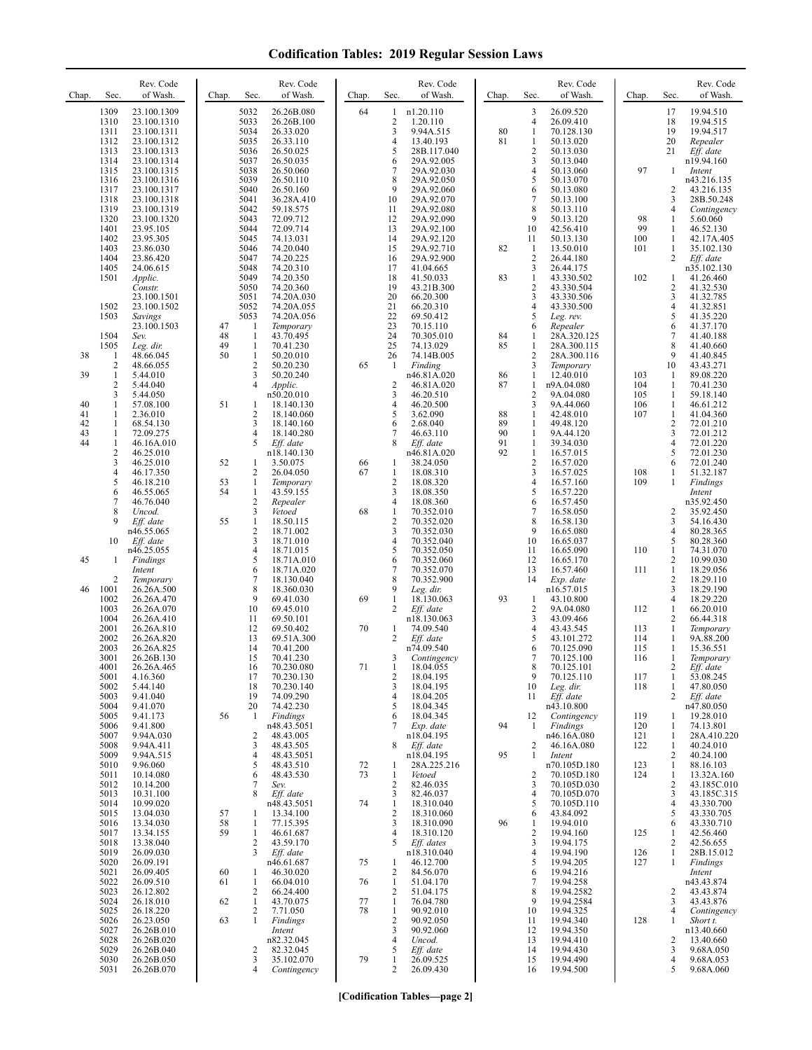# Codification Tables: 2019 Regular Session Laws

| Chap. | Sec. | Rev. Code of Wash. |
|---|---|---|
| | 1309 | 23.100.1309 |
| | 1310 | 23.100.1310 |
| | 1311 | 23.100.1311 |
| | 1312 | 23.100.1312 |
| | 1313 | 23.100.1313 |
| | 1314 | 23.100.1314 |
| | 1315 | 23.100.1315 |
| | 1316 | 23.100.1316 |
| | 1317 | 23.100.1317 |
| | 1318 | 23.100.1318 |
| | 1319 | 23.100.1319 |
| | 1320 | 23.100.1320 |
| | 1401 | 23.95.105 |
| | 1402 | 23.95.305 |
| | 1403 | 23.86.030 |
| | 1404 | 23.86.420 |
| | 1405 | 24.06.615 |
| | 1501 | *Applic. Constr.* 23.100.1501 |
| | 1502 | 23.100.1502 |
| | 1503 | *Savings* 23.100.1503 |
| | 1504 | *Sev.* |
| | 1505 | *Leg. dir.* |
| 38 | 1 | 48.66.045 |
| | 2 | 48.66.055 |
| 39 | 1 | 5.44.010 |
| | 2 | 5.44.040 |
| | 3 | 5.44.050 |
| 40 | 1 | 57.08.100 |
| 41 | 1 | 2.36.010 |
| 42 | 1 | 68.54.130 |
| 43 | 1 | 72.09.275 |
| 44 | 1 | 46.16A.010 |
| | 2 | 46.25.010 |
| | 3 | 46.25.010 |
| | 4 | 46.17.350 |
| | 5 | 46.18.210 |
| | 6 | 46.55.065 |
| | 7 | 46.76.040 |
| | 8 | *Uncod.* |
| | 9 | *Eff. date* n46.55.065 |
| | 10 | *Eff. date* n46.25.055 |
| 45 | 1 | *Findings Intent* |
| | 2 | *Temporary* |
| 46 | 1001 | 26.26A.500 |
| | 1002 | 26.26A.470 |
| | 1003 | 26.26A.070 |
| | 1004 | 26.26A.410 |
| | 2001 | 26.26A.810 |
| | 2002 | 26.26A.820 |
| | 2003 | 26.26A.825 |
| | 3001 | 26.26B.130 |
| | 4001 | 26.26A.465 |
| | 5001 | 4.16.360 |
| | 5002 | 5.44.140 |
| | 5003 | 9.41.040 |
| | 5004 | 9.41.070 |
| | 5005 | 9.41.173 |
| | 5006 | 9.41.800 |
| | 5007 | 9.94A.030 |
| | 5008 | 9.94A.411 |
| | 5009 | 9.94A.515 |
| | 5010 | 9.96.060 |
| | 5011 | 10.14.080 |
| | 5012 | 10.14.200 |
| | 5013 | 10.31.100 |
| | 5014 | 10.99.020 |
| | 5015 | 13.04.030 |
| | 5016 | 13.34.030 |
| | 5017 | 13.34.155 |
| | 5018 | 13.38.040 |
| | 5019 | 26.09.030 |
| | 5020 | 26.09.191 |
| | 5021 | 26.09.405 |
| | 5022 | 26.09.510 |
| | 5023 | 26.12.802 |
| | 5024 | 26.18.010 |
| | 5025 | 26.18.220 |
| | 5026 | 26.23.050 |
| | 5027 | 26.26B.010 |
| | 5028 | 26.26B.020 |
| | 5029 | 26.26B.040 |
| | 5030 | 26.26B.050 |
| | 5031 | 26.26B.070 |
| | 5032 | 26.26B.080 |
| | 5033 | 26.26B.100 |
| | 5034 | 26.33.020 |
| | 5035 | 26.33.110 |
| | 5036 | 26.50.025 |
| | 5037 | 26.50.035 |
| | 5038 | 26.50.060 |
| | 5039 | 26.50.110 |
| | 5040 | 26.50.160 |
| | 5041 | 36.28A.410 |
| | 5042 | 59.18.575 |
| | 5043 | 72.09.712 |
| | 5044 | 72.09.714 |
| | 5045 | 74.13.031 |
| | 5046 | 74.20.040 |
| | 5047 | 74.20.225 |
| | 5048 | 74.20.310 |
| | 5049 | 74.20.350 |
| | 5050 | 74.20.360 |
| | 5051 | 74.20A.030 |
| | 5052 | 74.20A.055 |
| | 5053 | 74.20A.056 |
| 47 | 1 | *Temporary* |
| 48 | 1 | 43.70.495 |
| 49 | 1 | 70.41.230 |
| 50 | 1 | 50.20.010 |
| | 2 | 50.20.230 |
| | 3 | 50.20.240 |
| | 4 | *Applic.* n50.20.010 |
| 51 | 1 | 18.140.130 |
| | 2 | 18.140.060 |
| | 3 | 18.140.160 |
| | 4 | 18.140.280 |
| | 5 | *Eff. date* n18.140.130 |
| 52 | 1 | 3.50.075 |
| | 2 | 26.04.050 |
| 53 | 1 | *Temporary* |
| 54 | 1 | 43.59.155 |
| | 2 | *Repealer* |
| | 3 | *Vetoed* |
| 55 | 1 | 18.50.115 |
| | 2 | 18.71.002 |
| | 3 | 18.71.010 |
| | 4 | 18.71.015 |
| | 5 | 18.71A.010 |
| | 6 | 18.71A.020 |
| | 7 | 18.130.040 |
| | 8 | 18.360.030 |
| | 9 | 69.41.030 |
| | 10 | 69.45.010 |
| | 11 | 69.50.101 |
| | 12 | 69.50.402 |
| | 13 | 69.51A.300 |
| | 14 | 70.41.200 |
| | 15 | 70.41.230 |
| | 16 | 70.230.080 |
| | 17 | 70.230.130 |
| | 18 | 70.230.140 |
| | 19 | 74.09.290 |
| | 20 | 74.42.230 |
| 56 | 1 | *Findings* n48.43.5051 |
| | 2 | 48.43.005 |
| | 3 | 48.43.505 |
| | 4 | 48.43.5051 |
| | 5 | 48.43.510 |
| | 6 | 48.43.530 |
| | 7 | *Sev.* |
| | 8 | *Eff. date* n48.43.5051 |
| 57 | 1 | 13.34.100 |
| 58 | 1 | 77.15.395 |
| 59 | 1 | 46.61.687 |
| | 2 | 43.59.170 |
| | 3 | *Eff. date* n46.61.687 |
| 60 | 1 | 46.30.020 |
| 61 | 1 | 66.04.010 |
| | 2 | 66.24.400 |
| 62 | 1 | 43.70.075 |
| | 2 | 7.71.050 |
| 63 | 1 | *Findings Intent* n82.32.045 |
| | 2 | 82.32.045 |
| | 3 | 35.102.070 |
| | 4 | *Contingency* |
| 64 | 1 | n1.20.110 |
| | 2 | 1.20.110 |
| | 3 | 9.94A.515 |
| | 4 | 13.40.193 |
| | 5 | 28B.117.040 |
| | 6 | 29A.92.005 |
| | 7 | 29A.92.030 |
| | 8 | 29A.92.050 |
| | 9 | 29A.92.060 |
| | 10 | 29A.92.070 |
| | 11 | 29A.92.080 |
| | 12 | 29A.92.090 |
| | 13 | 29A.92.100 |
| | 14 | 29A.92.120 |
| | 15 | 29A.92.710 |
| | 16 | 29A.92.900 |
| | 17 | 41.04.665 |
| | 18 | 41.50.033 |
| | 19 | 43.21B.300 |
| | 20 | 66.20.300 |
| | 21 | 66.20.310 |
| | 22 | 69.50.412 |
| | 23 | 70.15.110 |
| | 24 | 70.305.010 |
| | 25 | 74.13.029 |
| | 26 | 74.14B.005 |
| 65 | 1 | *Finding* n46.81A.020 |
| | 2 | 46.81A.020 |
| | 3 | 46.20.510 |
| | 4 | 46.20.500 |
| | 5 | 3.62.090 |
| | 6 | 2.68.040 |
| | 7 | 46.63.110 |
| | 8 | *Eff. date* n46.81A.020 |
| 66 | 1 | 38.24.050 |
| 67 | 1 | 18.08.310 |
| | 2 | 18.08.320 |
| | 3 | 18.08.350 |
| | 4 | 18.08.360 |
| 68 | 1 | 70.352.010 |
| | 2 | 70.352.020 |
| | 3 | 70.352.030 |
| | 4 | 70.352.040 |
| | 5 | 70.352.050 |
| | 6 | 70.352.060 |
| | 7 | 70.352.070 |
| | 8 | 70.352.900 |
| | 9 | *Leg. dir.* |
| 69 | 1 | 18.130.063 |
| | 2 | *Eff. date* n18.130.063 |
| 70 | 1 | 74.09.540 |
| | 2 | *Eff. date* n74.09.540 |
| | 3 | *Contingency* |
| 71 | 1 | 18.04.055 |
| | 2 | 18.04.195 |
| | 3 | 18.04.195 |
| | 4 | 18.04.205 |
| | 5 | 18.04.345 |
| | 6 | 18.04.345 |
| | 7 | *Exp. date* n18.04.195 |
| | 8 | *Eff. date* n18.04.195 |
| 72 | 1 | 28A.225.216 |
| 73 | 1 | *Vetoed* |
| | 2 | 82.46.035 |
| | 3 | 82.46.037 |
| 74 | 1 | 18.310.040 |
| | 2 | 18.310.060 |
| | 3 | 18.310.090 |
| | 4 | 18.310.120 |
| | 5 | *Eff. dates* n18.310.040 |
| 75 | 1 | 46.12.700 |
| | 2 | 84.56.070 |
| 76 | 1 | 51.04.170 |
| | 2 | 51.04.175 |
| 77 | 1 | 76.04.780 |
| 78 | 1 | 90.92.010 |
| | 2 | 90.92.050 |
| | 3 | 90.92.060 |
| | 4 | *Uncod.* |
| | 5 | *Eff. date* |
| 79 | 1 | 26.09.525 |
| | 2 | 26.09.430 |
| | 3 | 26.09.520 |
| | 4 | 26.09.410 |
| 80 | 1 | 70.128.130 |
| 81 | 1 | 50.13.020 |
| | 2 | 50.13.030 |
| | 3 | 50.13.040 |
| | 4 | 50.13.060 |
| | 5 | 50.13.070 |
| | 6 | 50.13.080 |
| | 7 | 50.13.100 |
| | 8 | 50.13.110 |
| | 9 | 50.13.120 |
| | 10 | 42.56.410 |
| | 11 | 50.13.130 |
| 82 | 1 | 13.50.010 |
| | 2 | 26.44.180 |
| | 3 | 26.44.175 |
| 83 | 1 | 43.330.502 |
| | 2 | 43.330.504 |
| | 3 | 43.330.506 |
| | 4 | 43.330.500 |
| | 5 | *Leg. rev.* |
| | 6 | *Repealer* |
| 84 | 1 | 28A.320.125 |
| 85 | 1 | 28A.300.115 |
| | 2 | 28A.300.116 |
| | 3 | *Temporary* |
| 86 | 1 | 12.40.010 |
| 87 | 1 | n9A.04.080 |
| | 2 | 9A.04.080 |
| | 3 | 9A.44.060 |
| 88 | 1 | 42.48.010 |
| 89 | 1 | 49.48.120 |
| 90 | 1 | 9A.44.120 |
| 91 | 1 | 39.34.030 |
| 92 | 1 | 16.57.015 |
| | 2 | 16.57.020 |
| | 3 | 16.57.025 |
| | 4 | 16.57.160 |
| | 5 | 16.57.220 |
| | 6 | 16.57.450 |
| | 7 | 16.58.050 |
| | 8 | 16.58.130 |
| | 9 | 16.65.080 |
| | 10 | 16.65.037 |
| | 11 | 16.65.090 |
| | 12 | 16.65.170 |
| | 13 | 16.57.460 |
| | 14 | *Exp. date* n16.57.015 |
| 93 | 1 | 43.10.800 |
| | 2 | 9A.04.080 |
| | 3 | 43.09.466 |
| | 4 | 43.43.545 |
| | 5 | 43.101.272 |
| | 6 | 70.125.090 |
| | 7 | 70.125.100 |
| | 8 | 70.125.101 |
| | 9 | 70.125.110 |
| | 10 | *Leg. dir.* |
| | 11 | *Eff. date* n43.10.800 |
| | 12 | *Contingency* |
| 94 | 1 | *Findings* n46.16A.080 |
| | 2 | 46.16A.080 |
| 95 | 1 | *Intent* n70.105D.180 |
| | 2 | 70.105D.180 |
| | 3 | 70.105D.030 |
| | 4 | 70.105D.070 |
| | 5 | 70.105D.110 |
| | 6 | 43.84.092 |
| 96 | 1 | 19.94.010 |
| | 2 | 19.94.160 |
| | 3 | 19.94.175 |
| | 4 | 19.94.190 |
| | 5 | 19.94.205 |
| | 6 | 19.94.216 |
| | 7 | 19.94.258 |
| | 8 | 19.94.2582 |
| | 9 | 19.94.2584 |
| | 10 | 19.94.325 |
| | 11 | 19.94.340 |
| | 12 | 19.94.350 |
| | 13 | 19.94.410 |
| | 14 | 19.94.430 |
| | 15 | 19.94.490 |
| | 16 | 19.94.500 |
| | 17 | 19.94.510 |
| | 18 | 19.94.515 |
| | 19 | 19.94.517 |
| | 20 | *Repealer* |
| | 21 | *Eff. date* n19.94.160 |
| 97 | 1 | *Intent* n43.216.135 |
| | 2 | 43.216.135 |
| | 3 | 28B.50.248 |
| | 4 | *Contingency* |
| 98 | 1 | 5.60.060 |
| 99 | 1 | 46.52.130 |
| 100 | 1 | 42.17A.405 |
| 101 | 1 | 35.102.130 |
| | 2 | *Eff. date* n35.102.130 |
| 102 | 1 | 41.26.460 |
| | 2 | 41.32.530 |
| | 3 | 41.32.785 |
| | 4 | 41.32.851 |
| | 5 | 41.35.220 |
| | 6 | 41.37.170 |
| | 7 | 41.40.188 |
| | 8 | 41.40.660 |
| | 9 | 41.40.845 |
| | 10 | 43.43.271 |
| 103 | 1 | 89.08.220 |
| 104 | 1 | 70.41.230 |
| 105 | 1 | 59.18.140 |
| 106 | 1 | 46.61.212 |
| 107 | 1 | 41.04.360 |
| | 2 | 72.01.210 |
| | 3 | 72.01.212 |
| | 4 | 72.01.220 |
| | 5 | 72.01.230 |
| | 6 | 72.01.240 |
| 108 | 1 | 51.32.187 |
| 109 | 1 | *Findings Intent* n35.92.450 |
| | 2 | 35.92.450 |
| | 3 | 54.16.430 |
| | 4 | 80.28.365 |
| | 5 | 80.28.360 |
| 110 | 1 | 74.31.070 |
| | 2 | 10.99.030 |
| 111 | 1 | 18.29.056 |
| | 2 | 18.29.110 |
| | 3 | 18.29.190 |
| | 4 | 18.29.220 |
| 112 | 1 | 66.20.010 |
| | 2 | 66.44.318 |
| 113 | 1 | *Temporary* |
| 114 | 1 | 9A.88.200 |
| 115 | 1 | 15.36.551 |
| 116 | 1 | *Temporary* |
| | 2 | *Eff. date* |
| 117 | 1 | 53.08.245 |
| 118 | 1 | 47.80.050 |
| | 2 | *Eff. date* n47.80.050 |
| 119 | 1 | 19.28.010 |
| 120 | 1 | 74.13.801 |
| 121 | 1 | 28A.410.220 |
| 122 | 1 | 40.24.010 |
| | 2 | 40.24.100 |
| 123 | 1 | 88.16.103 |
| 124 | 1 | 13.32A.160 |
| | 2 | 43.185C.010 |
| | 3 | 43.185C.315 |
| | 4 | 43.330.700 |
| | 5 | 43.330.705 |
| | 6 | 43.330.710 |
| 125 | 1 | 42.56.460 |
| | 2 | 42.56.655 |
| 126 | 1 | 28B.15.012 |
| 127 | 1 | *Findings Intent* n43.43.874 |
| | 2 | 43.43.874 |
| | 3 | 43.43.876 |
| | 4 | *Contingency* |
| 128 | 1 | *Short t.* n13.40.660 |
| | 2 | 13.40.660 |
| | 3 | 9.68A.050 |
| | 4 | 9.68A.053 |
| | 5 | 9.68A.060 |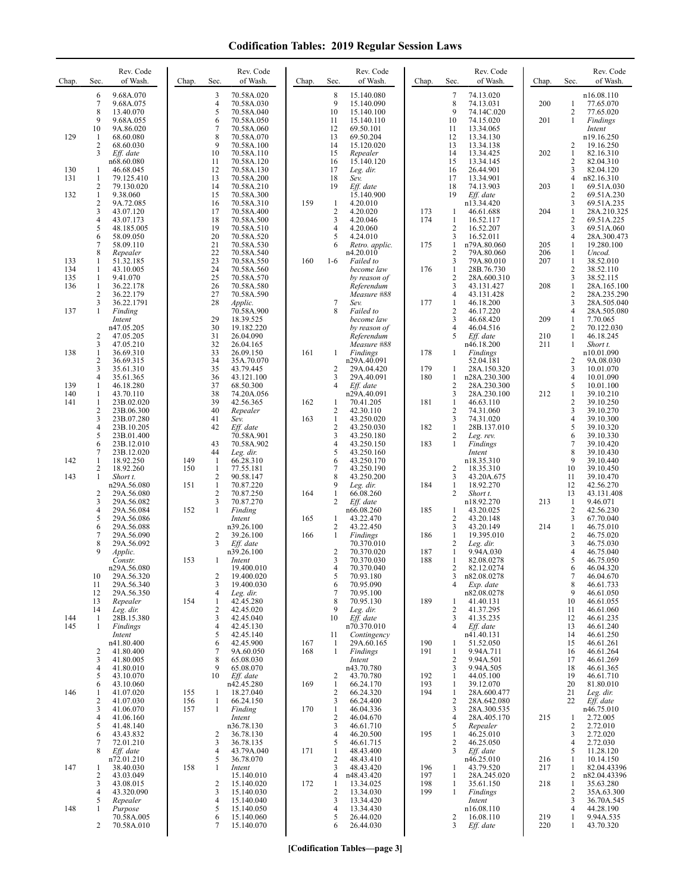# Codification Tables: 2019 Regular Session Laws

| Chap. | Sec. | Rev. Code of Wash. |
|---|---|---|
| | 6 | 9.68A.070 |
| | 7 | 9.68A.075 |
| | 8 | 13.40.070 |
| | 9 | 9.68A.055 |
| | 10 | 9A.86.020 |
| 129 | 1 | 68.60.080 |
| | 2 | 68.60.030 |
| | 3 | *Eff. date* n68.60.080 |
| 130 | 1 | 46.68.045 |
| 131 | 1 | 79.125.410 |
| | 2 | 79.130.020 |
| 132 | 1 | 9.38.060 |
| | 2 | 9A.72.085 |
| | 3 | 43.07.120 |
| | 4 | 43.07.173 |
| | 5 | 48.185.005 |
| | 6 | 58.09.050 |
| | 7 | 58.09.110 |
| | 8 | *Repealer* |
| 133 | 1 | 51.32.185 |
| 134 | 1 | 43.10.005 |
| 135 | 1 | 9.41.070 |
| 136 | 1 | 36.22.178 |
| | 2 | 36.22.179 |
| | 3 | 36.22.1791 |
| 137 | 1 | *Finding Intent* n47.05.205 |
| | 2 | 47.05.205 |
| | 3 | 47.05.210 |
| 138 | 1 | 36.69.310 |
| | 2 | 36.69.315 |
| | 3 | 35.61.310 |
| | 4 | 35.61.365 |
| 139 | 1 | 46.18.280 |
| 140 | 1 | 43.70.110 |
| 141 | 1 | 23B.02.020 |
| | 2 | 23B.06.300 |
| | 3 | 23B.07.280 |
| | 4 | 23B.10.205 |
| | 5 | 23B.01.400 |
| | 6 | 23B.12.010 |
| | 7 | 23B.12.020 |
| 142 | 1 | 18.92.250 |
| | 2 | 18.92.260 |
| 143 | 1 | *Short t.* n29A.56.080 |
| | 2 | 29A.56.080 |
| | 3 | 29A.56.082 |
| | 4 | 29A.56.084 |
| | 5 | 29A.56.086 |
| | 6 | 29A.56.088 |
| | 7 | 29A.56.090 |
| | 8 | 29A.56.092 |
| | 9 | *Applic. Constr.* n29A.56.080 |
| | 10 | 29A.56.320 |
| | 11 | 29A.56.340 |
| | 12 | 29A.56.350 |
| | 13 | *Repealer* |
| | 14 | *Leg. dir.* |
| 144 | 1 | 28B.15.380 |
| 145 | 1 | *Findings Intent* n41.80.400 |
| | 2 | 41.80.400 |
| | 3 | 41.80.005 |
| | 4 | 41.80.010 |
| | 5 | 43.10.070 |
| | 6 | 43.10.060 |
| 146 | 1 | 41.07.020 |
| | 2 | 41.07.030 |
| | 3 | 41.06.070 |
| | 4 | 41.06.160 |
| | 5 | 41.48.140 |
| | 6 | 43.43.832 |
| | 7 | 72.01.210 |
| | 8 | *Eff. date* n72.01.210 |
| 147 | 1 | 38.40.030 |
| | 2 | 43.03.049 |
| | 3 | 43.08.015 |
| | 4 | 43.320.090 |
| | 5 | *Repealer* |
| 148 | 1 | *Purpose* 70.58A.005 |
| | 2 | 70.58A.010 |
| | 3 | 70.58A.020 |
| | 4 | 70.58A.030 |
| | 5 | 70.58A.040 |
| | 6 | 70.58A.050 |
| | 7 | 70.58A.060 |
| | 8 | 70.58A.070 |
| | 9 | 70.58A.100 |
| | 10 | 70.58A.110 |
| | 11 | 70.58A.120 |
| | 12 | 70.58A.130 |
| | 13 | 70.58A.200 |
| | 14 | 70.58A.210 |
| | 15 | 70.58A.300 |
| | 16 | 70.58A.310 |
| | 17 | 70.58A.400 |
| | 18 | 70.58A.500 |
| | 19 | 70.58A.510 |
| | 20 | 70.58A.520 |
| | 21 | 70.58A.530 |
| | 22 | 70.58A.540 |
| | 23 | 70.58A.550 |
| | 24 | 70.58A.560 |
| | 25 | 70.58A.570 |
| | 26 | 70.58A.580 |
| | 27 | 70.58A.590 |
| | 28 | *Applic.* 70.58A.900 |
| | 29 | 18.39.525 |
| | 30 | 19.182.220 |
| | 31 | 26.04.090 |
| | 32 | 26.04.165 |
| | 33 | 26.09.150 |
| | 34 | 35A.70.070 |
| | 35 | 43.79.445 |
| | 36 | 43.121.100 |
| | 37 | 68.50.300 |
| | 38 | 74.20A.056 |
| | 39 | 42.56.365 |
| | 40 | *Repealer* |
| | 41 | *Sev.* |
| | 42 | *Eff. date* 70.58A.901 |
| | 43 | 70.58A.902 |
| | 44 | *Leg. dir.* |
| 149 | 1 | 66.28.310 |
| 150 | 1 | 77.55.181 |
| | 2 | 90.58.147 |
| 151 | 1 | 70.87.220 |
| | 2 | 70.87.250 |
| | 3 | 70.87.270 |
| 152 | 1 | *Finding Intent* n39.26.100 |
| | 2 | 39.26.100 |
| | 3 | *Eff. date* n39.26.100 |
| 153 | 1 | *Intent* 19.400.010 |
| | 2 | 19.400.020 |
| | 3 | 19.400.030 |
| | 4 | *Leg. dir.* |
| 154 | 1 | 42.45.280 |
| | 2 | 42.45.020 |
| | 3 | 42.45.040 |
| | 4 | 42.45.130 |
| | 5 | 42.45.140 |
| | 6 | 42.45.900 |
| | 7 | 9A.60.050 |
| | 8 | 65.08.030 |
| | 9 | 65.08.070 |
| | 10 | *Eff. date* n42.45.280 |
| 155 | 1 | 18.27.040 |
| 156 | 1 | 66.24.150 |
| 157 | 1 | *Finding Intent* n36.78.130 |
| | 2 | 36.78.130 |
| | 3 | 36.78.135 |
| | 4 | 43.79A.040 |
| | 5 | 36.78.070 |
| 158 | 1 | *Intent* 15.140.010 |
| | 2 | 15.140.020 |
| | 3 | 15.140.030 |
| | 4 | 15.140.040 |
| | 5 | 15.140.050 |
| | 6 | 15.140.060 |
| | 7 | 15.140.070 |
| | 8 | 15.140.080 |
| | 9 | 15.140.090 |
| | 10 | 15.140.100 |
| | 11 | 15.140.110 |
| | 12 | 69.50.101 |
| | 13 | 69.50.204 |
| | 14 | 15.120.020 |
| | 15 | *Repealer* |
| | 16 | 15.140.120 |
| | 17 | *Leg. dir.* |
| | 18 | *Sev.* |
| | 19 | *Eff. date* 15.140.900 |
| 159 | 1 | 4.20.010 |
| | 2 | 4.20.020 |
| | 3 | 4.20.046 |
| | 4 | 4.20.060 |
| | 5 | 4.24.010 |
| | 6 | *Retro. applic.* n4.20.010 |
| 160 | 1-6 | *Failed to become law by reason of Referendum Measure #88* |
| | 7 | *Sev.* |
| | 8 | *Failed to become law by reason of Referendum Measure #88* |
| 161 | 1 | *Findings* n29A.40.091 |
| | 2 | 29A.04.420 |
| | 3 | 29A.40.091 |
| | 4 | *Eff. date* n29A.40.091 |
| 162 | 1 | 70.41.205 |
| | 2 | 42.30.110 |
| 163 | 1 | 43.250.020 |
| | 2 | 43.250.030 |
| | 3 | 43.250.180 |
| | 4 | 43.250.150 |
| | 5 | 43.250.160 |
| | 6 | 43.250.170 |
| | 7 | 43.250.190 |
| | 8 | 43.250.200 |
| | 9 | *Leg. dir.* |
| 164 | 1 | 66.08.260 |
| | 2 | *Eff. date* n66.08.260 |
| 165 | 1 | 43.22.470 |
| | 2 | 43.22.450 |
| 166 | 1 | *Findings* 70.370.010 |
| | 2 | 70.370.020 |
| | 3 | 70.370.030 |
| | 4 | 70.370.040 |
| | 5 | 70.93.180 |
| | 6 | 70.95.090 |
| | 7 | 70.95.100 |
| | 8 | 70.95.130 |
| | 9 | *Leg. dir.* |
| | 10 | *Eff. date* n70.370.010 |
| | 11 | *Contingency* |
| 167 | 1 | 29A.60.165 |
| 168 | 1 | *Findings Intent* n43.70.780 |
| | 2 | 43.70.780 |
| 169 | 1 | 66.24.170 |
| | 2 | 66.24.320 |
| | 3 | 66.24.400 |
| 170 | 1 | 46.04.336 |
| | 2 | 46.04.670 |
| | 3 | 46.61.710 |
| | 4 | 46.20.500 |
| | 5 | 46.61.715 |
| 171 | 1 | 48.43.400 |
| | 2 | 48.43.410 |
| | 3 | 48.43.420 |
| | 4 | n48.43.420 |
| 172 | 1 | 13.34.025 |
| | 2 | 13.34.030 |
| | 3 | 13.34.420 |
| | 4 | 13.34.430 |
| | 5 | 26.44.020 |
| | 6 | 26.44.030 |
| | 7 | 74.13.020 |
| | 8 | 74.13.031 |
| | 9 | 74.14C.020 |
| | 10 | 74.15.020 |
| | 11 | 13.34.065 |
| | 12 | 13.34.130 |
| | 13 | 13.34.138 |
| | 14 | 13.34.425 |
| | 15 | 13.34.145 |
| | 16 | 26.44.901 |
| | 17 | 13.34.901 |
| | 18 | 74.13.903 |
| | 19 | *Eff. date* n13.34.420 |
| 173 | 1 | 46.61.688 |
| 174 | 1 | 16.52.117 |
| | 2 | 16.52.207 |
| | 3 | 16.52.011 |
| 175 | 1 | n79A.80.060 |
| | 2 | 79A.80.060 |
| | 3 | 79A.80.010 |
| 176 | 1 | 28B.76.730 |
| | 2 | 28A.600.310 |
| | 3 | 43.131.427 |
| | 4 | 43.131.428 |
| 177 | 1 | 46.18.200 |
| | 2 | 46.17.220 |
| | 3 | 46.68.420 |
| | 4 | 46.04.516 |
| | 5 | *Eff. date* n46.18.200 |
| 178 | 1 | *Findings* 52.04.181 |
| 179 | 1 | 28A.150.320 |
| 180 | 1 | n28A.230.300 |
| | 2 | 28A.230.300 |
| | 3 | 28A.230.100 |
| 181 | 1 | 46.63.110 |
| | 2 | 74.31.060 |
| | 3 | 74.31.020 |
| 182 | 1 | 28B.137.010 |
| | 2 | *Leg. rev.* |
| 183 | 1 | *Findings Intent* n18.35.310 |
| | 2 | 18.35.310 |
| | 3 | 43.20A.675 |
| 184 | 1 | 18.92.270 |
| | 2 | *Short t.* n18.92.270 |
| 185 | 1 | 43.20.025 |
| | 2 | 43.20.148 |
| | 3 | 43.20.149 |
| 186 | 1 | 19.395.010 |
| | 2 | *Leg. dir.* |
| 187 | 1 | 9.94A.030 |
| 188 | 1 | 82.08.0278 |
| | 2 | 82.12.0274 |
| | 3 | n82.08.0278 |
| | 4 | *Exp. date* n82.08.0278 |
| 189 | 1 | 41.40.131 |
| | 2 | 41.37.295 |
| | 3 | 41.35.235 |
| | 4 | *Eff. date* n41.40.131 |
| 190 | 1 | 51.52.050 |
| 191 | 1 | 9.94A.711 |
| | 2 | 9.94A.501 |
| | 3 | 9.94A.505 |
| 192 | 1 | 44.05.100 |
| 193 | 1 | 39.12.070 |
| 194 | 1 | 28A.600.477 |
| | 2 | 28A.642.080 |
| | 3 | 28A.300.535 |
| | 4 | 28A.405.170 |
| | 5 | *Repealer* |
| 195 | 1 | 46.25.010 |
| | 2 | 46.25.050 |
| | 3 | *Eff. date* n46.25.010 |
| 196 | 1 | 43.79.520 |
| 197 | 1 | 28A.245.020 |
| 198 | 1 | 35.61.150 |
| 199 | 1 | *Findings Intent* n16.08.110 |
| | 2 | 16.08.110 |
| | 3 | *Eff. date* n16.08.110 |
| 200 | 1 | 77.65.070 |
| | 2 | 77.65.020 |
| 201 | 1 | *Findings Intent* n19.16.250 |
| | 2 | 19.16.250 |
| 202 | 1 | 82.16.310 |
| | 2 | 82.04.310 |
| | 3 | 82.04.120 |
| | 4 | n82.16.310 |
| 203 | 1 | 69.51A.030 |
| | 2 | 69.51A.230 |
| | 3 | 69.51A.235 |
| 204 | 1 | 28A.210.325 |
| | 2 | 69.51A.225 |
| | 3 | 69.51A.060 |
| | 4 | 28A.300.473 |
| 205 | 1 | 19.280.100 |
| 206 | 1 | *Uncod.* |
| 207 | 1 | 38.52.010 |
| | 2 | 38.52.110 |
| | 3 | 38.52.115 |
| 208 | 1 | 28A.165.100 |
| | 2 | 28A.235.290 |
| | 3 | 28A.505.040 |
| | 4 | 28A.505.080 |
| 209 | 1 | 7.70.065 |
| | 2 | 70.122.030 |
| 210 | 1 | 46.18.245 |
| 211 | 1 | *Short t.* n10.01.090 |
| | 2 | 9A.08.030 |
| | 3 | 10.01.070 |
| | 4 | 10.01.090 |
| | 5 | 10.01.100 |
| 212 | 1 | 39.10.210 |
| | 2 | 39.10.250 |
| | 3 | 39.10.270 |
| | 4 | 39.10.300 |
| | 5 | 39.10.320 |
| | 6 | 39.10.330 |
| | 7 | 39.10.420 |
| | 8 | 39.10.430 |
| | 9 | 39.10.440 |
| | 10 | 39.10.450 |
| | 11 | 39.10.470 |
| | 12 | 42.56.270 |
| | 13 | 43.131.408 |
| 213 | 1 | 9.46.071 |
| | 2 | 42.56.230 |
| | 3 | 67.70.040 |
| 214 | 1 | 46.75.010 |
| | 2 | 46.75.020 |
| | 3 | 46.75.030 |
| | 4 | 46.75.040 |
| | 5 | 46.75.050 |
| | 6 | 46.04.320 |
| | 7 | 46.04.670 |
| | 8 | 46.61.733 |
| | 9 | 46.61.050 |
| | 10 | 46.61.055 |
| | 11 | 46.61.060 |
| | 12 | 46.61.235 |
| | 13 | 46.61.240 |
| | 14 | 46.61.250 |
| | 15 | 46.61.261 |
| | 16 | 46.61.264 |
| | 17 | 46.61.269 |
| | 18 | 46.61.365 |
| | 19 | 46.61.710 |
| | 20 | 81.80.010 |
| | 21 | *Leg. dir.* |
| | 22 | *Eff. date* n46.75.010 |
| 215 | 1 | 2.72.005 |
| | 2 | 2.72.010 |
| | 3 | 2.72.020 |
| | 4 | 2.72.030 |
| | 5 | 11.28.120 |
| 216 | 1 | 10.14.150 |
| 217 | 1 | 82.04.43396 |
| | 2 | n82.04.43396 |
| 218 | 1 | 35.63.280 |
| | 2 | 35A.63.300 |
| | 3 | 36.70A.545 |
| | 4 | 44.28.190 |
| 219 | 1 | 9.94A.535 |
| 220 | 1 | 43.70.320 |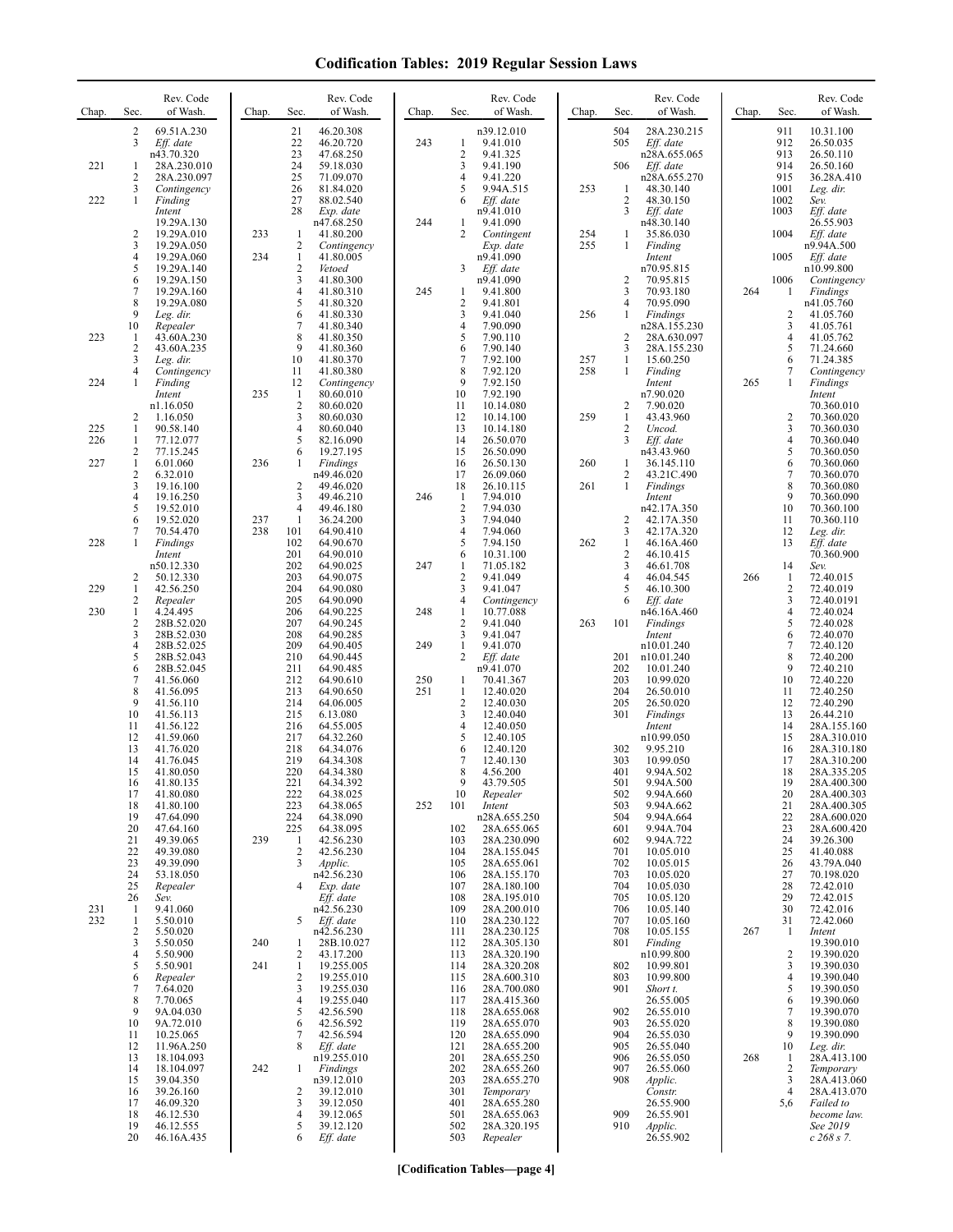# Codification Tables: 2019 Regular Session Laws

| Chap. | Sec. | Rev. Code of Wash. |
|---|---|---|
| | 2 | 69.51A.230 |
| | 3 | *Eff. date* n43.70.320 |
| 221 | 1 | 28A.230.010 |
| | 2 | 28A.230.097 |
| | 3 | *Contingency* |
| 222 | 1 | *Finding Intent* 19.29A.130 |
| | 2 | 19.29A.010 |
| | 3 | 19.29A.050 |
| | 4 | 19.29A.060 |
| | 5 | 19.29A.140 |
| | 6 | 19.29A.150 |
| | 7 | 19.29A.160 |
| | 8 | 19.29A.080 |
| | 9 | *Leg. dir.* |
| | 10 | *Repealer* |
| 223 | 1 | 43.60A.230 |
| | 2 | 43.60A.235 |
| | 3 | *Leg. dir.* |
| | 4 | *Contingency* |
| 224 | 1 | *Finding Intent* n1.16.050 |
| | 2 | 1.16.050 |
| 225 | 1 | 90.58.140 |
| 226 | 1 | 77.12.077 |
| | 2 | 77.15.245 |
| 227 | 1 | 6.01.060 |
| | 2 | 6.32.010 |
| | 3 | 19.16.100 |
| | 4 | 19.16.250 |
| | 5 | 19.52.010 |
| | 6 | 19.52.020 |
| | 7 | 70.54.470 |
| 228 | 1 | *Findings Intent* n50.12.330 |
| | 2 | 50.12.330 |
| 229 | 1 | 42.56.250 |
| | 2 | *Repealer* |
| 230 | 1 | 4.24.495 |
| | 2 | 28B.52.020 |
| | 3 | 28B.52.030 |
| | 4 | 28B.52.025 |
| | 5 | 28B.52.043 |
| | 6 | 28B.52.045 |
| | 7 | 41.56.060 |
| | 8 | 41.56.095 |
| | 9 | 41.56.110 |
| | 10 | 41.56.113 |
| | 11 | 41.56.122 |
| | 12 | 41.59.060 |
| | 13 | 41.76.020 |
| | 14 | 41.76.045 |
| | 15 | 41.80.050 |
| | 16 | 41.80.135 |
| | 17 | 41.80.080 |
| | 18 | 41.80.100 |
| | 19 | 47.64.090 |
| | 20 | 47.64.160 |
| | 21 | 49.39.065 |
| | 22 | 49.39.080 |
| | 23 | 49.39.090 |
| | 24 | 53.18.050 |
| | 25 | *Repealer* |
| | 26 | *Sev.* |
| 231 | 1 | 9.41.060 |
| 232 | 1 | 5.50.010 |
| | 2 | 5.50.020 |
| | 3 | 5.50.050 |
| | 4 | 5.50.900 |
| | 5 | 5.50.901 |
| | 6 | *Repealer* |
| | 7 | 7.64.020 |
| | 8 | 7.70.065 |
| | 9 | 9A.04.030 |
| | 10 | 9A.72.010 |
| | 11 | 10.25.065 |
| | 12 | 11.96A.250 |
| | 13 | 18.104.093 |
| | 14 | 18.104.097 |
| | 15 | 39.04.350 |
| | 16 | 39.26.160 |
| | 17 | 46.09.320 |
| | 18 | 46.12.530 |
| | 19 | 46.12.555 |
| | 20 | 46.16A.435 |
| | 21 | 46.20.308 |
| | 22 | 46.20.720 |
| | 23 | 47.68.250 |
| | 24 | 59.18.030 |
| | 25 | 71.09.070 |
| | 26 | 81.84.020 |
| | 27 | 88.02.540 |
| | 28 | *Exp. date* n47.68.250 |
| 233 | 1 | 41.80.200 |
| | 2 | *Contingency* |
| 234 | 1 | 41.80.005 |
| | 2 | *Vetoed* |
| | 3 | 41.80.300 |
| | 4 | 41.80.310 |
| | 5 | 41.80.320 |
| | 6 | 41.80.330 |
| | 7 | 41.80.340 |
| | 8 | 41.80.350 |
| | 9 | 41.80.360 |
| | 10 | 41.80.370 |
| | 11 | 41.80.380 |
| | 12 | *Contingency* |
| 235 | 1 | 80.60.010 |
| | 2 | 80.60.020 |
| | 3 | 80.60.030 |
| | 4 | 80.60.040 |
| | 5 | 82.16.090 |
| | 6 | 19.27.195 |
| 236 | 1 | *Findings* n49.46.020 |
| | 2 | 49.46.020 |
| | 3 | 49.46.210 |
| | 4 | 49.46.180 |
| 237 | 1 | 36.24.200 |
| 238 | 101 | 64.90.410 |
| | 102 | 64.90.670 |
| | 201 | 64.90.010 |
| | 202 | 64.90.025 |
| | 203 | 64.90.075 |
| | 204 | 64.90.080 |
| | 205 | 64.90.090 |
| | 206 | 64.90.225 |
| | 207 | 64.90.245 |
| | 208 | 64.90.285 |
| | 209 | 64.90.405 |
| | 210 | 64.90.445 |
| | 211 | 64.90.485 |
| | 212 | 64.90.610 |
| | 213 | 64.90.650 |
| | 214 | 64.06.005 |
| | 215 | 6.13.080 |
| | 216 | 64.55.005 |
| | 217 | 64.32.260 |
| | 218 | 64.34.076 |
| | 219 | 64.34.308 |
| | 220 | 64.34.380 |
| | 221 | 64.34.392 |
| | 222 | 64.38.025 |
| | 223 | 64.38.065 |
| | 224 | 64.38.090 |
| | 225 | 64.38.095 |
| 239 | 1 | 42.56.230 |
| | 2 | 42.56.230 |
| | 3 | *Applic.* n42.56.230 |
| | 4 | *Exp. date Eff. date* n42.56.230 |
| | 5 | *Eff. date* n42.56.230 |
| 240 | 1 | 28B.10.027 |
| | 2 | 43.17.200 |
| 241 | 1 | 19.255.005 |
| | 2 | 19.255.010 |
| | 3 | 19.255.030 |
| | 4 | 19.255.040 |
| | 5 | 42.56.590 |
| | 6 | 42.56.592 |
| | 7 | 42.56.594 |
| | 8 | *Eff. date* n19.255.010 |
| 242 | 1 | *Findings* n39.12.010 |
| | 2 | 39.12.010 |
| | 3 | 39.12.050 |
| | 4 | 39.12.065 |
| | 5 | 39.12.120 |
| | 6 | *Eff. date* n39.12.010 |
| 243 | 1 | 9.41.010 |
| | 2 | 9.41.325 |
| | 3 | 9.41.190 |
| | 4 | 9.41.220 |
| | 5 | 9.94A.515 |
| | 6 | *Eff. date* n9.41.010 |
| 244 | 1 | 9.41.090 |
| | 2 | *Contingent Exp. date* n9.41.090 |
| | 3 | *Eff. date* n9.41.090 |
| 245 | 1 | 9.41.800 |
| | 2 | 9.41.801 |
| | 3 | 9.41.040 |
| | 4 | 7.90.090 |
| | 5 | 7.90.110 |
| | 6 | 7.90.140 |
| | 7 | 7.92.100 |
| | 8 | 7.92.120 |
| | 9 | 7.92.150 |
| | 10 | 7.92.190 |
| | 11 | 10.14.080 |
| | 12 | 10.14.100 |
| | 13 | 10.14.180 |
| | 14 | 26.50.070 |
| | 15 | 26.50.090 |
| | 16 | 26.50.130 |
| | 17 | 26.09.060 |
| | 18 | 26.10.115 |
| 246 | 1 | 7.94.010 |
| | 2 | 7.94.030 |
| | 3 | 7.94.040 |
| | 4 | 7.94.060 |
| | 5 | 7.94.150 |
| | 6 | 10.31.100 |
| 247 | 1 | 71.05.182 |
| | 2 | 9.41.049 |
| | 3 | 9.41.047 |
| | 4 | *Contingency* |
| 248 | 1 | 10.77.088 |
| | 2 | 9.41.040 |
| | 3 | 9.41.047 |
| 249 | 1 | 9.41.070 |
| | 2 | *Eff. date* n9.41.070 |
| 250 | 1 | 70.41.367 |
| 251 | 1 | 12.40.020 |
| | 2 | 12.40.030 |
| | 3 | 12.40.040 |
| | 4 | 12.40.050 |
| | 5 | 12.40.105 |
| | 6 | 12.40.120 |
| | 7 | 12.40.130 |
| | 8 | 4.56.200 |
| | 9 | 43.79.505 |
| | 10 | *Repealer* |
| 252 | 101 | *Intent* n28A.655.250 |
| | 102 | 28A.655.065 |
| | 103 | 28A.230.090 |
| | 104 | 28A.155.045 |
| | 105 | 28A.655.061 |
| | 106 | 28A.155.170 |
| | 107 | 28A.180.100 |
| | 108 | 28A.195.010 |
| | 109 | 28A.200.010 |
| | 110 | 28A.230.122 |
| | 111 | 28A.230.125 |
| | 112 | 28A.305.130 |
| | 113 | 28A.320.190 |
| | 114 | 28A.320.208 |
| | 115 | 28A.600.310 |
| | 116 | 28A.700.080 |
| | 117 | 28A.415.360 |
| | 118 | 28A.655.068 |
| | 119 | 28A.655.070 |
| | 120 | 28A.655.090 |
| | 121 | 28A.655.200 |
| | 201 | 28A.655.250 |
| | 202 | 28A.655.260 |
| | 203 | 28A.655.270 |
| | 301 | *Temporary* |
| | 401 | 28A.655.280 |
| | 501 | 28A.655.063 |
| | 502 | 28A.320.195 |
| | 503 | *Repealer* |
| | 504 | 28A.230.215 |
| | 505 | *Eff. date* n28A.655.065 |
| | 506 | *Eff. date* n28A.655.270 |
| 253 | 1 | 48.30.140 |
| | 2 | 48.30.150 |
| | 3 | *Eff. date* n48.30.140 |
| 254 | 1 | 35.86.030 |
| 255 | 1 | *Finding Intent* n70.95.815 |
| | 2 | 70.95.815 |
| | 3 | 70.93.180 |
| | 4 | 70.95.090 |
| 256 | 1 | *Findings* n28A.155.230 |
| | 2 | 28A.630.097 |
| | 3 | 28A.155.230 |
| 257 | 1 | 15.60.250 |
| 258 | 1 | *Finding Intent* n7.90.020 |
| | 2 | 7.90.020 |
| 259 | 1 | 43.43.960 |
| | 2 | *Uncod.* |
| | 3 | *Eff. date* n43.43.960 |
| 260 | 1 | 36.145.110 |
| | 2 | 43.21C.490 |
| 261 | 1 | *Findings Intent* n42.17A.350 |
| | 2 | 42.17A.350 |
| | 3 | 42.17A.320 |
| 262 | 1 | 46.16A.460 |
| | 2 | 46.10.415 |
| | 3 | 46.61.708 |
| | 4 | 46.04.545 |
| | 5 | 46.10.300 |
| | 6 | *Eff. date* n46.16A.460 |
| 263 | 101 | *Findings Intent* n10.01.240 |
| | 201 | n10.01.240 |
| | 202 | 10.01.240 |
| | 203 | 10.99.020 |
| | 204 | 26.50.010 |
| | 205 | 26.50.020 |
| | 301 | *Findings Intent* n10.99.050 |
| | 302 | 9.95.210 |
| | 303 | 10.99.050 |
| | 401 | 9.94A.502 |
| | 501 | 9.94A.500 |
| | 502 | 9.94A.660 |
| | 503 | 9.94A.662 |
| | 504 | 9.94A.664 |
| | 601 | 9.94A.704 |
| | 602 | 9.94A.722 |
| | 701 | 10.05.010 |
| | 702 | 10.05.015 |
| | 703 | 10.05.020 |
| | 704 | 10.05.030 |
| | 705 | 10.05.120 |
| | 706 | 10.05.140 |
| | 707 | 10.05.160 |
| | 708 | 10.05.155 |
| | 801 | *Finding* n10.99.800 |
| | 802 | 10.99.801 |
| | 803 | 10.99.800 |
| | 901 | *Short t.* 26.55.005 |
| | 902 | 26.55.010 |
| | 903 | 26.55.020 |
| | 904 | 26.55.030 |
| | 905 | 26.55.040 |
| | 906 | 26.55.050 |
| | 907 | 26.55.060 |
| | 908 | *Applic. Constr.* 26.55.900 |
| | 909 | 26.55.901 |
| | 910 | *Applic.* 26.55.902 |
| | 911 | 10.31.100 |
| | 912 | 26.50.035 |
| | 913 | 26.50.110 |
| | 914 | 26.50.160 |
| | 915 | 36.28A.410 |
| | 1001 | *Leg. dir.* |
| | 1002 | *Sev.* |
| | 1003 | *Eff. date* 26.55.903 |
| | 1004 | *Eff. date* n9.94A.500 |
| | 1005 | *Eff. date* n10.99.800 |
| | 1006 | *Contingency* |
| 264 | 1 | *Findings* n41.05.760 |
| | 2 | 41.05.760 |
| | 3 | 41.05.761 |
| | 4 | 41.05.762 |
| | 5 | 71.24.660 |
| | 6 | 71.24.385 |
| | 7 | *Contingency* |
| 265 | 1 | *Findings Intent* 70.360.010 |
| | 2 | 70.360.020 |
| | 3 | 70.360.030 |
| | 4 | 70.360.040 |
| | 5 | 70.360.050 |
| | 6 | 70.360.060 |
| | 7 | 70.360.070 |
| | 8 | 70.360.080 |
| | 9 | 70.360.090 |
| | 10 | 70.360.100 |
| | 11 | 70.360.110 |
| | 12 | *Leg. dir.* |
| | 13 | *Eff. date* 70.360.900 |
| | 14 | *Sev.* |
| 266 | 1 | 72.40.015 |
| | 2 | 72.40.019 |
| | 3 | 72.40.0191 |
| | 4 | 72.40.024 |
| | 5 | 72.40.028 |
| | 6 | 72.40.070 |
| | 7 | 72.40.120 |
| | 8 | 72.40.200 |
| | 9 | 72.40.210 |
| | 10 | 72.40.220 |
| | 11 | 72.40.250 |
| | 12 | 72.40.290 |
| | 13 | 26.44.210 |
| | 14 | 28A.155.160 |
| | 15 | 28A.310.010 |
| | 16 | 28A.310.180 |
| | 17 | 28A.310.200 |
| | 18 | 28A.335.205 |
| | 19 | 28A.400.300 |
| | 20 | 28A.400.303 |
| | 21 | 28A.400.305 |
| | 22 | 28A.600.020 |
| | 23 | 28A.600.420 |
| | 24 | 39.26.300 |
| | 25 | 41.40.088 |
| | 26 | 43.79A.040 |
| | 27 | 70.198.020 |
| | 28 | 72.42.010 |
| | 29 | 72.42.015 |
| | 30 | 72.42.016 |
| | 31 | 72.42.060 |
| 267 | 1 | *Intent* 19.390.010 |
| | 2 | 19.390.020 |
| | 3 | 19.390.030 |
| | 4 | 19.390.040 |
| | 5 | 19.390.050 |
| | 6 | 19.390.060 |
| | 7 | 19.390.070 |
| | 8 | 19.390.080 |
| | 9 | 19.390.090 |
| | 10 | *Leg. dir.* |
| 268 | 1 | 28A.413.100 |
| | 2 | *Temporary* |
| | 3 | 28A.413.060 |
| | 4 | 28A.413.070 |
| | 5,6 | *Failed to become law. See 2019 c 268 s 7.* |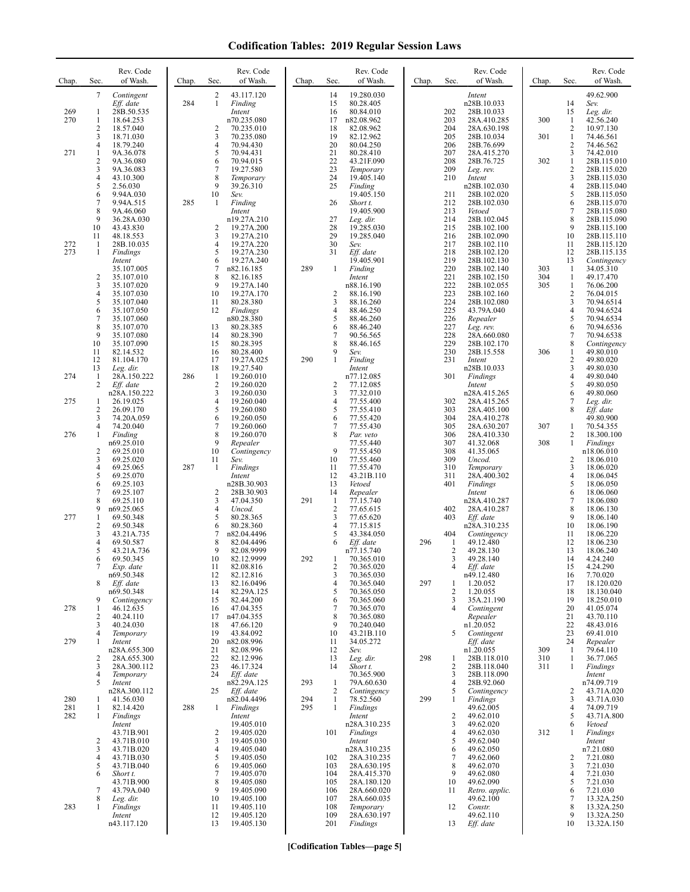# Codification Tables: 2019 Regular Session Laws

| Chap. | Sec. | Rev. Code of Wash. |
|---|---|---|
| | 7 | *Contingent Eff. date* |
| 269 | 1 | 28B.50.535 |
| 270 | 1 | 18.64.253 |
| | 2 | 18.57.040 |
| | 3 | 18.71.030 |
| | 4 | 18.79.240 |
| 271 | 1 | 9A.36.078 |
| | 2 | 9A.36.080 |
| | 3 | 9A.36.083 |
| | 4 | 43.10.300 |
| | 5 | 2.56.030 |
| | 6 | 9.94A.030 |
| | 7 | 9.94A.515 |
| | 8 | 9A.46.060 |
| | 9 | 36.28A.030 |
| | 10 | 43.43.830 |
| | 11 | 48.18.553 |
| 272 | 1 | 28B.10.035 |
| 273 | 1 | *Findings Intent* 35.107.005 |
| | 2 | 35.107.010 |
| | 3 | 35.107.020 |
| | 4 | 35.107.030 |
| | 5 | 35.107.040 |
| | 6 | 35.107.050 |
| | 7 | 35.107.060 |
| | 8 | 35.107.070 |
| | 9 | 35.107.080 |
| | 10 | 35.107.090 |
| | 11 | 82.14.532 |
| | 12 | 81.104.170 |
| | 13 | *Leg. dir.* |
| 274 | 1 | 28A.150.222 |
| | 2 | *Eff. date* n28A.150.222 |
| 275 | 1 | 26.19.025 |
| | 2 | 26.09.170 |
| | 3 | 74.20A.059 |
| | 4 | 74.20.040 |
| 276 | 1 | *Finding* n69.25.010 |
| | 2 | 69.25.010 |
| | 3 | 69.25.020 |
| | 4 | 69.25.065 |
| | 5 | 69.25.070 |
| | 6 | 69.25.103 |
| | 7 | 69.25.107 |
| | 8 | 69.25.110 |
| | 9 | n69.25.065 |
| 277 | 1 | 69.50.348 |
| | 2 | 69.50.348 |
| | 3 | 43.21A.735 |
| | 4 | 69.50.587 |
| | 5 | 43.21A.736 |
| | 6 | 69.50.345 |
| | 7 | *Exp. date* n69.50.348 |
| | 8 | *Eff. date* n69.50.348 |
| | 9 | *Contingency* |
| 278 | 1 | 46.12.635 |
| | 2 | 40.24.110 |
| | 3 | 40.24.030 |
| | 4 | *Temporary* |
| 279 | 1 | *Intent* n28A.655.300 |
| | 2 | 28A.655.300 |
| | 3 | 28A.300.112 |
| | 4 | *Temporary* |
| | 5 | *Intent* n28A.300.112 |
| 280 | 1 | 41.56.030 |
| 281 | 1 | 82.14.420 |
| 282 | 1 | *Findings Intent* 43.71B.901 |
| | 2 | 43.71B.010 |
| | 3 | 43.71B.020 |
| | 4 | 43.71B.030 |
| | 5 | 43.71B.040 |
| | 6 | *Short t.* 43.71B.900 |
| | 7 | 43.79A.040 |
| | 8 | *Leg. dir.* |
| 283 | 1 | *Findings Intent* n43.117.120 |
| | 2 | 43.117.120 |
| 284 | 1 | *Finding Intent* n70.235.080 |
| | 2 | 70.235.010 |
| | 3 | 70.235.080 |
| | 4 | 70.94.430 |
| | 5 | 70.94.431 |
| | 6 | 70.94.015 |
| | 7 | 19.27.580 |
| | 8 | *Temporary* |
| | 9 | 39.26.310 |
| | 10 | *Sev.* |
| 285 | 1 | *Finding Intent* n19.27A.210 |
| | 2 | 19.27A.200 |
| | 3 | 19.27A.210 |
| | 4 | 19.27A.220 |
| | 5 | 19.27A.230 |
| | 6 | 19.27A.240 |
| | 7 | n82.16.185 |
| | 8 | 82.16.185 |
| | 9 | 19.27A.140 |
| | 10 | 19.27A.170 |
| | 11 | 80.28.380 |
| | 12 | *Findings* n80.28.380 |
| | 13 | 80.28.385 |
| | 14 | 80.28.390 |
| | 15 | 80.28.395 |
| | 16 | 80.28.400 |
| | 17 | 19.27A.025 |
| | 18 | 19.27.540 |
| 286 | 1 | 19.260.010 |
| | 2 | 19.260.020 |
| | 3 | 19.260.030 |
| | 4 | 19.260.040 |
| | 5 | 19.260.080 |
| | 6 | 19.260.050 |
| | 7 | 19.260.060 |
| | 8 | 19.260.070 |
| | 9 | *Repealer* |
| | 10 | *Contingency* |
| | 11 | *Sev.* |
| 287 | 1 | *Findings Intent* n28B.30.903 |
| | 2 | 28B.30.903 |
| | 3 | 47.04.350 |
| | 4 | *Uncod.* |
| | 5 | 80.28.365 |
| | 6 | 80.28.360 |
| | 7 | n82.04.4496 |
| | 8 | 82.04.4496 |
| | 9 | 82.08.9999 |
| | 10 | 82.12.9999 |
| | 11 | 82.08.816 |
| | 12 | 82.12.816 |
| | 13 | 82.16.0496 |
| | 14 | 82.29A.125 |
| | 15 | 82.44.200 |
| | 16 | 47.04.355 |
| | 17 | n47.04.355 |
| | 18 | 47.66.120 |
| | 19 | 43.84.092 |
| | 20 | n82.08.996 |
| | 21 | 82.08.996 |
| | 22 | 82.12.996 |
| | 23 | 46.17.324 |
| | 24 | *Eff. date* n82.29A.125 |
| | 25 | *Eff. date* n82.04.4496 |
| 288 | 1 | *Findings Intent* 19.405.010 |
| | 2 | 19.405.020 |
| | 3 | 19.405.030 |
| | 4 | 19.405.040 |
| | 5 | 19.405.050 |
| | 6 | 19.405.060 |
| | 7 | 19.405.070 |
| | 8 | 19.405.080 |
| | 9 | 19.405.090 |
| | 10 | 19.405.100 |
| | 11 | 19.405.110 |
| | 12 | 19.405.120 |
| | 13 | 19.405.130 |
| | 14 | 19.280.030 |
| | 15 | 80.28.405 |
| | 16 | 80.84.010 |
| | 17 | n82.08.962 |
| | 18 | 82.08.962 |
| | 19 | 82.12.962 |
| | 20 | 80.04.250 |
| | 21 | 80.28.410 |
| | 22 | 43.21F.090 |
| | 23 | *Temporary* |
| | 24 | 19.405.140 |
| | 25 | *Finding* 19.405.150 |
| | 26 | *Short t.* 19.405.900 |
| | 27 | *Leg. dir.* |
| | 28 | 19.285.030 |
| | 29 | 19.285.040 |
| | 30 | *Sev.* |
| | 31 | *Eff. date* 19.405.901 |
| 289 | 1 | *Finding Intent* n88.16.190 |
| | 2 | 88.16.190 |
| | 3 | 88.16.260 |
| | 4 | 88.46.250 |
| | 5 | 88.46.260 |
| | 6 | 88.46.240 |
| | 7 | 90.56.565 |
| | 8 | 88.46.165 |
| | 9 | *Sev.* |
| 290 | 1 | *Finding Intent* n77.12.085 |
| | 2 | 77.12.085 |
| | 3 | 77.32.010 |
| | 4 | 77.55.400 |
| | 5 | 77.55.410 |
| | 6 | 77.55.420 |
| | 7 | 77.55.430 |
| | 8 | *Par. veto* 77.55.440 |
| | 9 | 77.55.450 |
| | 10 | 77.55.460 |
| | 11 | 77.55.470 |
| | 12 | 43.21B.110 |
| | 13 | *Vetoed* |
| | 14 | *Repealer* |
| 291 | 1 | 77.15.740 |
| | 2 | 77.65.615 |
| | 3 | 77.65.620 |
| | 4 | 77.15.815 |
| | 5 | 43.384.050 |
| | 6 | *Eff. date* n77.15.740 |
| 292 | 1 | 70.365.010 |
| | 2 | 70.365.020 |
| | 3 | 70.365.030 |
| | 4 | 70.365.040 |
| | 5 | 70.365.050 |
| | 6 | 70.365.060 |
| | 7 | 70.365.070 |
| | 8 | 70.365.080 |
| | 9 | 70.240.040 |
| | 10 | 43.21B.110 |
| | 11 | 34.05.272 |
| | 12 | *Sev.* |
| | 13 | *Leg. dir.* |
| | 14 | *Short t.* 70.365.900 |
| 293 | 1 | 79A.60.630 |
| | 2 | *Contingency* |
| 294 | 1 | 78.52.560 |
| 295 | 1 | *Findings Intent* n28A.310.235 |
| | 101 | *Findings Intent* n28A.310.235 |
| | 102 | 28A.310.235 |
| | 103 | 28A.630.195 |
| | 104 | 28A.415.370 |
| | 105 | 28A.180.120 |
| | 106 | 28A.660.020 |
| | 107 | 28A.660.035 |
| | 108 | *Temporary* |
| | 109 | 28A.630.197 |
| | 201 | *Findings Intent* n28B.10.033 |
| | 202 | 28B.10.033 |
| | 203 | 28A.410.285 |
| | 204 | 28A.630.198 |
| | 205 | 28B.10.034 |
| | 206 | 28B.76.699 |
| | 207 | 28A.415.270 |
| | 208 | 28B.76.725 |
| | 209 | *Leg. rev.* |
| | 210 | *Intent* n28B.102.030 |
| | 211 | 28B.102.020 |
| | 212 | 28B.102.030 |
| | 213 | *Vetoed* |
| | 214 | 28B.102.045 |
| | 215 | 28B.102.100 |
| | 216 | 28B.102.090 |
| | 217 | 28B.102.110 |
| | 218 | 28B.102.120 |
| | 219 | 28B.102.130 |
| | 220 | 28B.102.140 |
| | 221 | 28B.102.150 |
| | 222 | 28B.102.055 |
| | 223 | 28B.102.160 |
| | 224 | 28B.102.080 |
| | 225 | 43.79A.040 |
| | 226 | *Repealer* |
| | 227 | *Leg. rev.* |
| | 228 | 28A.660.080 |
| | 229 | 28B.102.170 |
| | 230 | 28B.15.558 |
| | 231 | *Intent* n28B.10.033 |
| | 301 | *Findings Intent* n28A.415.265 |
| | 302 | 28A.415.265 |
| | 303 | 28A.405.100 |
| | 304 | 28A.410.278 |
| | 305 | 28A.630.207 |
| | 306 | 28A.410.330 |
| | 307 | 41.32.068 |
| | 308 | 41.35.065 |
| | 309 | *Uncod.* |
| | 310 | *Temporary* |
| | 311 | 28A.400.302 |
| | 401 | *Findings Intent* n28A.410.287 |
| | 402 | 28A.410.287 |
| | 403 | *Eff. date* n28A.310.235 |
| | 404 | *Contingency* |
| 296 | 1 | 49.12.480 |
| | 2 | 49.28.130 |
| | 3 | 49.28.140 |
| | 4 | *Eff. date* n49.12.480 |
| 297 | 1 | 1.20.052 |
| | 2 | 1.20.055 |
| | 3 | 35A.21.190 |
| | 4 | *Contingent Repealer* n1.20.052 |
| | 5 | *Contingent Eff. date* n1.20.055 |
| 298 | 1 | 28B.118.010 |
| | 2 | 28B.118.040 |
| | 3 | 28B.118.090 |
| | 4 | 28B.92.060 |
| | 5 | *Contingency* |
| 299 | 1 | *Findings* 49.62.005 |
| | 2 | 49.62.010 |
| | 3 | 49.62.020 |
| | 4 | 49.62.030 |
| | 5 | 49.62.040 |
| | 6 | 49.62.050 |
| | 7 | 49.62.060 |
| | 8 | 49.62.070 |
| | 9 | 49.62.080 |
| | 10 | 49.62.090 |
| | 11 | *Retro. applic.* 49.62.100 |
| | 12 | *Constr.* 49.62.110 |
| | 13 | *Eff. date* 49.62.900 |
| | 14 | *Sev.* |
| | 15 | *Leg. dir.* |
| 300 | 1 | 42.56.240 |
| | 2 | 10.97.130 |
| 301 | 1 | 74.46.561 |
| | 2 | 74.46.562 |
| | 3 | 74.42.010 |
| 302 | 1 | 28B.115.010 |
| | 2 | 28B.115.020 |
| | 3 | 28B.115.030 |
| | 4 | 28B.115.040 |
| | 5 | 28B.115.050 |
| | 6 | 28B.115.070 |
| | 7 | 28B.115.080 |
| | 8 | 28B.115.090 |
| | 9 | 28B.115.100 |
| | 10 | 28B.115.110 |
| | 11 | 28B.115.120 |
| | 12 | 28B.115.135 |
| | 13 | *Contingency* |
| 303 | 1 | 34.05.310 |
| 304 | 1 | 49.17.470 |
| 305 | 1 | 76.06.200 |
| | 2 | 76.04.015 |
| | 3 | 70.94.6514 |
| | 4 | 70.94.6524 |
| | 5 | 70.94.6534 |
| | 6 | 70.94.6536 |
| | 7 | 70.94.6538 |
| | 8 | *Contingency* |
| 306 | 1 | 49.80.010 |
| | 2 | 49.80.020 |
| | 3 | 49.80.030 |
| | 4 | 49.80.040 |
| | 5 | 49.80.050 |
| | 6 | 49.80.060 |
| | 7 | *Leg. dir.* |
| | 8 | *Eff. date* 49.80.900 |
| 307 | 1 | 70.54.355 |
| | 2 | 18.300.100 |
| 308 | 1 | *Findings* n18.06.010 |
| | 2 | 18.06.010 |
| | 3 | 18.06.020 |
| | 4 | 18.06.045 |
| | 5 | 18.06.050 |
| | 6 | 18.06.060 |
| | 7 | 18.06.080 |
| | 8 | 18.06.130 |
| | 9 | 18.06.140 |
| | 10 | 18.06.190 |
| | 11 | 18.06.220 |
| | 12 | 18.06.230 |
| | 13 | 18.06.240 |
| | 14 | 4.24.240 |
| | 15 | 4.24.290 |
| | 16 | 7.70.020 |
| | 17 | 18.120.020 |
| | 18 | 18.130.040 |
| | 19 | 18.250.010 |
| | 20 | 41.05.074 |
| | 21 | 43.70.110 |
| | 22 | 48.43.016 |
| | 23 | 69.41.010 |
| | 24 | *Repealer* |
| 309 | 1 | 79.64.110 |
| 310 | 1 | 36.77.065 |
| 311 | 1 | *Findings Intent* n74.09.719 |
| | 2 | 43.71A.020 |
| | 3 | 43.71A.030 |
| | 4 | 74.09.719 |
| | 5 | 43.71A.800 |
| | 6 | *Vetoed* |
| 312 | 1 | *Findings Intent* n7.21.080 |
| | 2 | 7.21.080 |
| | 3 | 7.21.030 |
| | 4 | 7.21.030 |
| | 5 | 7.21.030 |
| | 6 | 7.21.030 |
| | 7 | 13.32A.250 |
| | 8 | 13.32A.250 |
| | 9 | 13.32A.250 |
| | 10 | 13.32A.150 |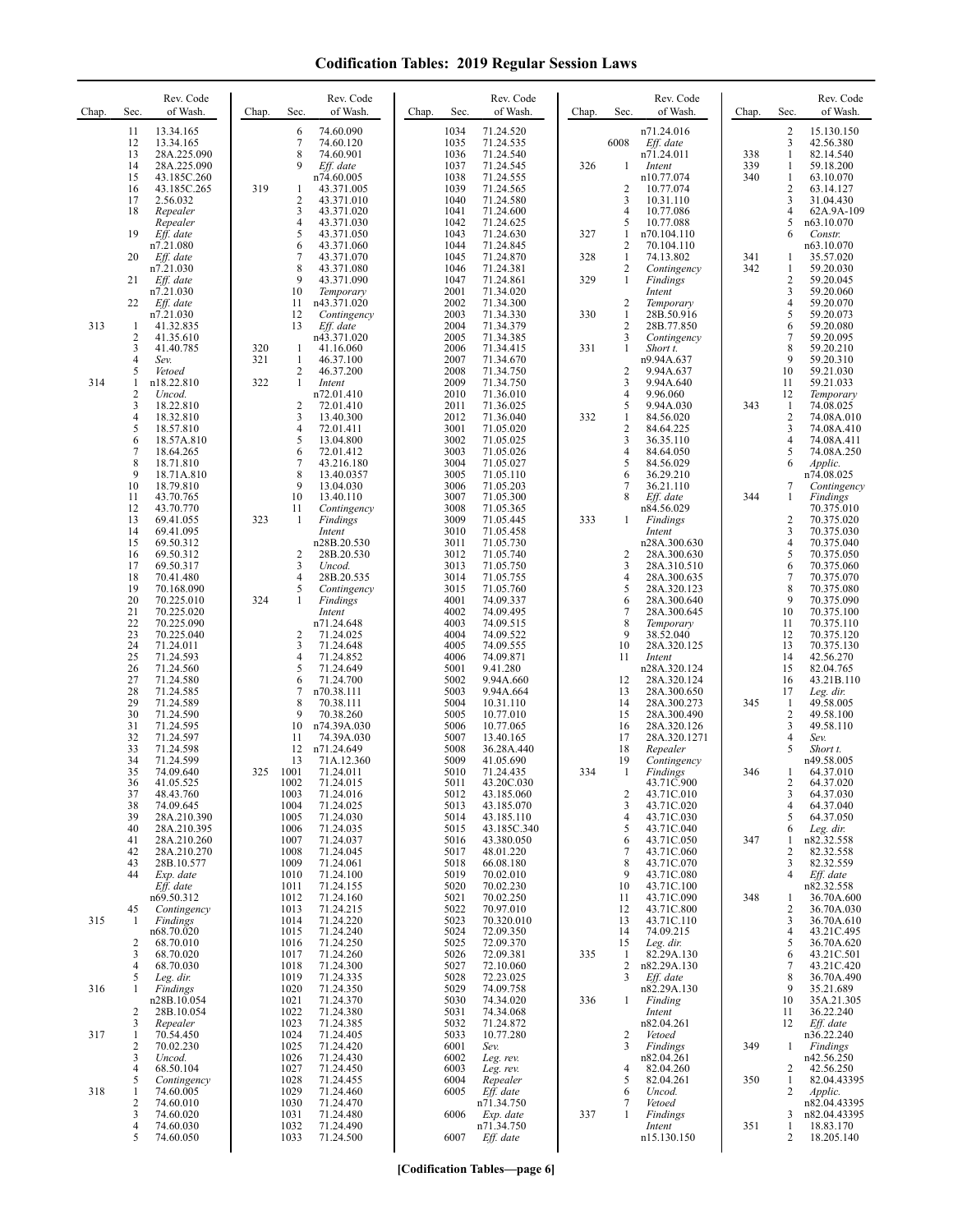# Codification Tables: 2019 Regular Session Laws

| Chap. | Sec. | Rev. Code of Wash. |
|---|---|---|
| | 11 | 13.34.165 |
| | 12 | 13.34.165 |
| | 13 | 28A.225.090 |
| | 14 | 28A.225.090 |
| | 15 | 43.185C.260 |
| | 16 | 43.185C.265 |
| | 17 | 2.56.032 |
| | 18 | *Repealer* |
| | | *Repealer* |
| | 19 | *Eff. date* |
| | | n7.21.080 |
| | 20 | *Eff. date* |
| | | n7.21.030 |
| | 21 | *Eff. date* |
| | | n7.21.030 |
| | 22 | *Eff. date* |
| | | n7.21.030 |
| 313 | 1 | 41.32.835 |
| | 2 | 41.35.610 |
| | 3 | 41.40.785 |
| | 4 | *Sev.* |
| | 5 | *Vetoed* |
| 314 | 1 | n18.22.810 |
| | 2 | *Uncod.* |
| | 3 | 18.22.810 |
| | 4 | 18.32.810 |
| | 5 | 18.57.810 |
| | 6 | 18.57A.810 |
| | 7 | 18.64.265 |
| | 8 | 18.71.810 |
| | 9 | 18.71A.810 |
| | 10 | 18.79.810 |
| | 11 | 43.70.765 |
| | 12 | 43.70.770 |
| | 13 | 69.41.055 |
| | 14 | 69.41.095 |
| | 15 | 69.50.312 |
| | 16 | 69.50.312 |
| | 17 | 69.50.317 |
| | 18 | 70.41.480 |
| | 19 | 70.168.090 |
| | 20 | 70.225.010 |
| | 21 | 70.225.020 |
| | 22 | 70.225.090 |
| | 23 | 70.225.040 |
| | 24 | 71.24.011 |
| | 25 | 71.24.593 |
| | 26 | 71.24.560 |
| | 27 | 71.24.580 |
| | 28 | 71.24.585 |
| | 29 | 71.24.589 |
| | 30 | 71.24.590 |
| | 31 | 71.24.595 |
| | 32 | 71.24.597 |
| | 33 | 71.24.598 |
| | 34 | 71.24.599 |
| | 35 | 74.09.640 |
| | 36 | 41.05.525 |
| | 37 | 48.43.760 |
| | 38 | 74.09.645 |
| | 39 | 28A.210.390 |
| | 40 | 28A.210.395 |
| | 41 | 28A.210.260 |
| | 42 | 28A.210.270 |
| | 43 | 28B.10.577 |
| | 44 | *Exp. date* |
| | | *Eff. date* |
| | | n69.50.312 |
| | 45 | *Contingency* |
| 315 | 1 | *Findings* |
| | | n68.70.020 |
| | 2 | 68.70.010 |
| | 3 | 68.70.020 |
| | 4 | 68.70.030 |
| | 5 | *Leg. dir.* |
| 316 | 1 | *Findings* |
| | | n28B.10.054 |
| | 2 | 28B.10.054 |
| | 3 | *Repealer* |
| 317 | 1 | 70.54.450 |
| | 2 | 70.02.230 |
| | 3 | *Uncod.* |
| | 4 | 68.50.104 |
| | 5 | *Contingency* |
| 318 | 1 | 74.60.005 |
| | 2 | 74.60.010 |
| | 3 | 74.60.020 |
| | 4 | 74.60.030 |
| | 5 | 74.60.050 |
| | 6 | 74.60.090 |
| | 7 | 74.60.120 |
| | 8 | 74.60.901 |
| | 9 | *Eff. date* |
| | | n74.60.005 |
| 319 | 1 | 43.371.005 |
| | 2 | 43.371.010 |
| | 3 | 43.371.020 |
| | 4 | 43.371.030 |
| | 5 | 43.371.050 |
| | 6 | 43.371.060 |
| | 7 | 43.371.070 |
| | 8 | 43.371.080 |
| | 9 | 43.371.090 |
| | 10 | *Temporary* |
| | 11 | n43.371.020 |
| | 12 | *Contingency* |
| | 13 | *Eff. date* |
| | | n43.371.020 |
| 320 | 1 | 41.16.060 |
| 321 | 1 | 46.37.100 |
| | 2 | 46.37.200 |
| 322 | 1 | *Intent* |
| | | n72.01.410 |
| | 2 | 72.01.410 |
| | 3 | 13.40.300 |
| | 4 | 72.01.411 |
| | 5 | 13.04.800 |
| | 6 | 72.01.412 |
| | 7 | 43.216.180 |
| | 8 | 13.40.0357 |
| | 9 | 13.04.030 |
| | 10 | 13.40.110 |
| | 11 | *Contingency* |
| 323 | 1 | *Findings* |
| | | *Intent* |
| | | n28B.20.530 |
| | 2 | 28B.20.530 |
| | 3 | *Uncod.* |
| | 4 | 28B.20.535 |
| | 5 | *Contingency* |
| 324 | 1 | *Findings* |
| | | *Intent* |
| | | n71.24.648 |
| | 2 | 71.24.025 |
| | 3 | 71.24.648 |
| | 4 | 71.24.852 |
| | 5 | 71.24.649 |
| | 6 | 71.24.700 |
| | 7 | n70.38.111 |
| | 8 | 70.38.111 |
| | 9 | 70.38.260 |
| | 10 | n74.39A.030 |
| | 11 | 74.39A.030 |
| | 12 | n71.24.649 |
| | 13 | 71A.12.360 |
| 325 | 1001 | 71.24.011 |
| | 1002 | 71.24.015 |
| | 1003 | 71.24.016 |
| | 1004 | 71.24.025 |
| | 1005 | 71.24.030 |
| | 1006 | 71.24.035 |
| | 1007 | 71.24.037 |
| | 1008 | 71.24.045 |
| | 1009 | 71.24.061 |
| | 1010 | 71.24.100 |
| | 1011 | 71.24.155 |
| | 1012 | 71.24.160 |
| | 1013 | 71.24.215 |
| | 1014 | 71.24.220 |
| | 1015 | 71.24.240 |
| | 1016 | 71.24.250 |
| | 1017 | 71.24.260 |
| | 1018 | 71.24.300 |
| | 1019 | 71.24.335 |
| | 1020 | 71.24.350 |
| | 1021 | 71.24.370 |
| | 1022 | 71.24.380 |
| | 1023 | 71.24.385 |
| | 1024 | 71.24.405 |
| | 1025 | 71.24.420 |
| | 1026 | 71.24.430 |
| | 1027 | 71.24.450 |
| | 1028 | 71.24.455 |
| | 1029 | 71.24.460 |
| | 1030 | 71.24.470 |
| | 1031 | 71.24.480 |
| | 1032 | 71.24.490 |
| | 1033 | 71.24.500 |
| | 1034 | 71.24.520 |
| | 1035 | 71.24.535 |
| | 1036 | 71.24.540 |
| | 1037 | 71.24.545 |
| | 1038 | 71.24.555 |
| | 1039 | 71.24.565 |
| | 1040 | 71.24.580 |
| | 1041 | 71.24.600 |
| | 1042 | 71.24.625 |
| | 1043 | 71.24.630 |
| | 1044 | 71.24.845 |
| | 1045 | 71.24.870 |
| | 1046 | 71.24.381 |
| | 1047 | 71.24.861 |
| | 2001 | 71.34.020 |
| | 2002 | 71.34.300 |
| | 2003 | 71.34.330 |
| | 2004 | 71.34.379 |
| | 2005 | 71.34.385 |
| | 2006 | 71.34.415 |
| | 2007 | 71.34.670 |
| | 2008 | 71.34.750 |
| | 2009 | 71.34.750 |
| | 2010 | 71.36.010 |
| | 2011 | 71.36.025 |
| | 2012 | 71.36.040 |
| | 3001 | 71.05.020 |
| | 3002 | 71.05.025 |
| | 3003 | 71.05.026 |
| | 3004 | 71.05.027 |
| | 3005 | 71.05.110 |
| | 3006 | 71.05.203 |
| | 3007 | 71.05.300 |
| | 3008 | 71.05.365 |
| | 3009 | 71.05.445 |
| | 3010 | 71.05.458 |
| | 3011 | 71.05.730 |
| | 3012 | 71.05.740 |
| | 3013 | 71.05.750 |
| | 3014 | 71.05.755 |
| | 3015 | 71.05.760 |
| | 4001 | 74.09.337 |
| | 4002 | 74.09.495 |
| | 4003 | 74.09.515 |
| | 4004 | 74.09.522 |
| | 4005 | 74.09.555 |
| | 4006 | 74.09.871 |
| | 5001 | 9.41.280 |
| | 5002 | 9.94A.660 |
| | 5003 | 9.94A.664 |
| | 5004 | 10.31.110 |
| | 5005 | 10.77.010 |
| | 5006 | 10.77.065 |
| | 5007 | 13.40.165 |
| | 5008 | 36.28A.440 |
| | 5009 | 41.05.690 |
| | 5010 | 71.24.435 |
| | 5011 | 43.20C.030 |
| | 5012 | 43.185.060 |
| | 5013 | 43.185.070 |
| | 5014 | 43.185.110 |
| | 5015 | 43.185C.340 |
| | 5016 | 43.380.050 |
| | 5017 | 48.01.220 |
| | 5018 | 66.08.180 |
| | 5019 | 70.02.010 |
| | 5020 | 70.02.230 |
| | 5021 | 70.02.250 |
| | 5022 | 70.97.010 |
| | 5023 | 70.320.010 |
| | 5024 | 72.09.350 |
| | 5025 | 72.09.370 |
| | 5026 | 72.09.381 |
| | 5027 | 72.10.060 |
| | 5028 | 72.23.025 |
| | 5029 | 74.09.758 |
| | 5030 | 74.34.020 |
| | 5031 | 74.34.068 |
| | 5032 | 71.24.872 |
| | 5033 | 10.77.280 |
| | 6001 | *Sev.* |
| | 6002 | *Leg. rev.* |
| | 6003 | *Leg. rev.* |
| | 6004 | *Repealer* |
| | 6005 | *Eff. date* |
| | | n71.34.750 |
| | 6006 | *Exp. date* |
| | | n71.34.750 |
| | 6007 | *Eff. date* |
| | | n71.24.016 |
| | 6008 | *Eff. date* |
| | | n71.24.011 |
| 326 | 1 | *Intent* |
| | | n10.77.074 |
| | 2 | 10.77.074 |
| | 3 | 10.31.110 |
| | 4 | 10.77.086 |
| | 5 | 10.77.088 |
| 327 | 1 | n70.104.110 |
| | 2 | 70.104.110 |
| 328 | 1 | 74.13.802 |
| | 2 | *Contingency* |
| 329 | 1 | *Findings* |
| | | *Intent* |
| | 2 | *Temporary* |
| 330 | 1 | 28B.50.916 |
| | 2 | 28B.77.850 |
| | 3 | *Contingency* |
| 331 | 1 | *Short t.* |
| | | n9.94A.637 |
| | 2 | 9.94A.637 |
| | 3 | 9.94A.640 |
| | 4 | 9.96.060 |
| | 5 | 9.94A.030 |
| 332 | 1 | 84.56.020 |
| | 2 | 84.64.225 |
| | 3 | 36.35.110 |
| | 4 | 84.64.050 |
| | 5 | 84.56.029 |
| | 6 | 36.29.210 |
| | 7 | 36.21.110 |
| | 8 | *Eff. date* |
| | | n84.56.029 |
| 333 | 1 | *Findings* |
| | | *Intent* |
| | | n28A.300.630 |
| | 2 | 28A.300.630 |
| | 3 | 28A.310.510 |
| | 4 | 28A.300.635 |
| | 5 | 28A.320.123 |
| | 6 | 28A.300.640 |
| | 7 | 28A.300.645 |
| | 8 | *Temporary* |
| | 9 | 38.52.040 |
| | 10 | 28A.320.125 |
| | 11 | *Intent* |
| | | n28A.320.124 |
| | 12 | 28A.320.124 |
| | 13 | 28A.300.650 |
| | 14 | 28A.300.273 |
| | 15 | 28A.300.490 |
| | 16 | 28A.320.126 |
| | 17 | 28A.320.1271 |
| | 18 | *Repealer* |
| | 19 | *Contingency* |
| 334 | 1 | *Findings* |
| | | 43.71C.900 |
| | 2 | 43.71C.010 |
| | 3 | 43.71C.020 |
| | 4 | 43.71C.030 |
| | 5 | 43.71C.040 |
| | 6 | 43.71C.050 |
| | 7 | 43.71C.060 |
| | 8 | 43.71C.070 |
| | 9 | 43.71C.080 |
| | 10 | 43.71C.100 |
| | 11 | 43.71C.090 |
| | 12 | 43.71C.800 |
| | 13 | 43.71C.110 |
| | 14 | 74.09.215 |
| | 15 | *Leg. dir.* |
| 335 | 1 | 82.29A.130 |
| | 2 | n82.29A.130 |
| | 3 | *Eff. date* |
| | | n82.29A.130 |
| 336 | 1 | *Finding* |
| | | *Intent* |
| | | n82.04.261 |
| | 2 | *Vetoed* |
| | 3 | *Findings* |
| | | n82.04.261 |
| | 4 | 82.04.260 |
| | 5 | 82.04.261 |
| | 6 | *Uncod.* |
| | 7 | *Vetoed* |
| 337 | 1 | *Findings* |
| | | *Intent* |
| | | n15.130.150 |
| | 2 | 15.130.150 |
| | 3 | 42.56.380 |
| 338 | 1 | 82.14.540 |
| 339 | 1 | 59.18.200 |
| 340 | 1 | 63.10.070 |
| | 2 | 63.14.127 |
| | 3 | 31.04.430 |
| | 4 | 62A.9A-109 |
| | 5 | n63.10.070 |
| | 6 | *Constr.* |
| | | n63.10.070 |
| 341 | 1 | 35.57.020 |
| 342 | 1 | 59.20.030 |
| | 2 | 59.20.045 |
| | 3 | 59.20.060 |
| | 4 | 59.20.070 |
| | 5 | 59.20.073 |
| | 6 | 59.20.080 |
| | 7 | 59.20.095 |
| | 8 | 59.20.210 |
| | 9 | 59.20.310 |
| | 10 | 59.21.030 |
| | 11 | 59.21.033 |
| | 12 | *Temporary* |
| 343 | 1 | 74.08.025 |
| | 2 | 74.08A.010 |
| | 3 | 74.08A.410 |
| | 4 | 74.08A.411 |
| | 5 | 74.08A.250 |
| | 6 | *Applic.* |
| | | n74.08.025 |
| | 7 | *Contingency* |
| 344 | 1 | *Findings* |
| | | 70.375.010 |
| | 2 | 70.375.020 |
| | 3 | 70.375.030 |
| | 4 | 70.375.040 |
| | 5 | 70.375.050 |
| | 6 | 70.375.060 |
| | 7 | 70.375.070 |
| | 8 | 70.375.080 |
| | 9 | 70.375.090 |
| | 10 | 70.375.100 |
| | 11 | 70.375.110 |
| | 12 | 70.375.120 |
| | 13 | 70.375.130 |
| | 14 | 42.56.270 |
| | 15 | 82.04.765 |
| | 16 | 43.21B.110 |
| | 17 | *Leg. dir.* |
| 345 | 1 | 49.58.005 |
| | 2 | 49.58.100 |
| | 3 | 49.58.110 |
| | 4 | *Sev.* |
| | 5 | *Short t.* |
| | | n49.58.005 |
| 346 | 1 | 64.37.010 |
| | 2 | 64.37.020 |
| | 3 | 64.37.030 |
| | 4 | 64.37.040 |
| | 5 | 64.37.050 |
| | 6 | *Leg. dir.* |
| 347 | 1 | n82.32.558 |
| | 2 | 82.32.558 |
| | 3 | 82.32.559 |
| | 4 | *Eff. date* |
| | | n82.32.558 |
| 348 | 1 | 36.70A.600 |
| | 2 | 36.70A.030 |
| | 3 | 36.70A.610 |
| | 4 | 43.21C.495 |
| | 5 | 36.70A.620 |
| | 6 | 43.21C.501 |
| | 7 | 43.21C.420 |
| | 8 | 36.70A.490 |
| | 9 | 35.21.689 |
| | 10 | 35A.21.305 |
| | 11 | 36.22.240 |
| | 12 | *Eff. date* |
| | | n36.22.240 |
| 349 | 1 | *Findings* |
| | | n42.56.250 |
| | 2 | 42.56.250 |
| 350 | 1 | 82.04.43395 |
| | 2 | *Applic.* |
| | | n82.04.43395 |
| | 3 | n82.04.43395 |
| 351 | 1 | 18.83.170 |
| | 2 | 18.205.140 |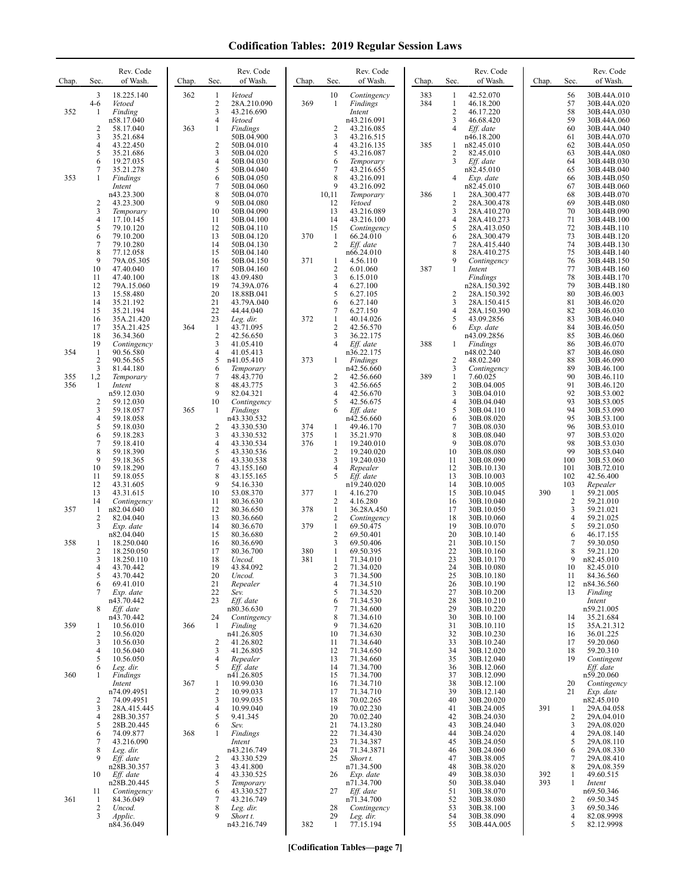# Codification Tables: 2019 Regular Session Laws

| Chap. | Sec. | Rev. Code of Wash. |
|---|---|---|
| | 3 | 18.225.140 |
| | 4-6 | *Vetoed* |
| 352 | 1 | *Finding* n58.17.040 |
| | 2 | 58.17.040 |
| | 3 | 35.21.684 |
| | 4 | 43.22.450 |
| | 5 | 35.21.686 |
| | 6 | 19.27.035 |
| | 7 | 35.21.278 |
| 353 | 1 | *Findings Intent* n43.23.300 |
| | 2 | 43.23.300 |
| | 3 | *Temporary* |
| | 4 | 17.10.145 |
| | 5 | 79.10.120 |
| | 6 | 79.10.200 |
| | 7 | 79.10.280 |
| | 8 | 77.12.058 |
| | 9 | 79A.05.305 |
| | 10 | 47.40.040 |
| | 11 | 47.40.100 |
| | 12 | 79A.15.060 |
| | 13 | 15.58.480 |
| | 14 | 35.21.192 |
| | 15 | 35.21.194 |
| | 16 | 35A.21.420 |
| | 17 | 35A.21.425 |
| | 18 | 36.34.360 |
| | 19 | *Contingency* |
| 354 | 1 | 90.56.580 |
| | 2 | 90.56.565 |
| | 3 | 81.44.180 |
| 355 | 1,2 | *Temporary* |
| 356 | 1 | *Intent* n59.12.030 |
| | 2 | 59.12.030 |
| | 3 | 59.18.057 |
| | 4 | 59.18.058 |
| | 5 | 59.18.030 |
| | 6 | 59.18.283 |
| | 7 | 59.18.410 |
| | 8 | 59.18.390 |
| | 9 | 59.18.365 |
| | 10 | 59.18.290 |
| | 11 | 59.18.055 |
| | 12 | 43.31.605 |
| | 13 | 43.31.615 |
| | 14 | *Contingency* |
| 357 | 1 | n82.04.040 |
| | 2 | 82.04.040 |
| | 3 | *Exp. date* n82.04.040 |
| 358 | 1 | 18.250.040 |
| | 2 | 18.250.050 |
| | 3 | 18.250.110 |
| | 4 | 43.70.442 |
| | 5 | 43.70.442 |
| | 6 | 69.41.010 |
| | 7 | *Exp. date* n43.70.442 |
| | 8 | *Eff. date* n43.70.442 |
| 359 | 1 | 10.56.010 |
| | 2 | 10.56.020 |
| | 3 | 10.56.030 |
| | 4 | 10.56.040 |
| | 5 | 10.56.050 |
| | 6 | *Leg. dir.* |
| 360 | 1 | *Findings Intent* n74.09.4951 |
| | 2 | 74.09.4951 |
| | 3 | 28A.415.445 |
| | 4 | 28B.30.357 |
| | 5 | 28B.20.445 |
| | 6 | 74.09.877 |
| | 7 | 43.216.090 |
| | 8 | *Leg. dir.* |
| | 9 | *Eff. date* n28B.30.357 |
| | 10 | *Eff. date* n28B.20.445 |
| | 11 | *Contingency* |
| 361 | 1 | 84.36.049 |
| | 2 | *Uncod.* |
| | 3 | *Applic.* n84.36.049 |
| 362 | 1 | *Vetoed* |
| | 2 | 28A.210.090 |
| | 3 | 43.216.690 |
| | 4 | *Vetoed* |
| 363 | 1 | *Findings* 50B.04.900 |
| | 2 | 50B.04.010 |
| | 3 | 50B.04.020 |
| | 4 | 50B.04.030 |
| | 5 | 50B.04.040 |
| | 6 | 50B.04.050 |
| | 7 | 50B.04.060 |
| | 8 | 50B.04.070 |
| | 9 | 50B.04.080 |
| | 10 | 50B.04.090 |
| | 11 | 50B.04.100 |
| | 12 | 50B.04.110 |
| | 13 | 50B.04.120 |
| | 14 | 50B.04.130 |
| | 15 | 50B.04.140 |
| | 16 | 50B.04.150 |
| | 17 | 50B.04.160 |
| | 18 | 43.09.480 |
| | 19 | 74.39A.076 |
| | 20 | 18.88B.041 |
| | 21 | 43.79A.040 |
| | 22 | 44.44.040 |
| | 23 | *Leg. dir.* |
| 364 | 1 | 43.71.095 |
| | 2 | 42.56.650 |
| | 3 | 41.05.410 |
| | 4 | 41.05.413 |
| | 5 | n41.05.410 |
| | 6 | *Temporary* |
| | 7 | 48.43.770 |
| | 8 | 48.43.775 |
| | 9 | 82.04.321 |
| | 10 | *Contingency* |
| 365 | 1 | *Findings* n43.330.532 |
| | 2 | 43.330.530 |
| | 3 | 43.330.532 |
| | 4 | 43.330.534 |
| | 5 | 43.330.536 |
| | 6 | 43.330.538 |
| | 7 | 43.155.160 |
| | 8 | 43.155.165 |
| | 9 | 54.16.330 |
| | 10 | 53.08.370 |
| | 11 | 80.36.630 |
| | 12 | 80.36.650 |
| | 13 | 80.36.660 |
| | 14 | 80.36.670 |
| | 15 | 80.36.680 |
| | 16 | 80.36.690 |
| | 17 | 80.36.700 |
| | 18 | *Uncod.* |
| | 19 | 43.84.092 |
| | 20 | *Uncod.* |
| | 21 | *Repealer* |
| | 22 | *Sev.* |
| | 23 | *Eff. date* n80.36.630 |
| | 24 | *Contingency* |
| 366 | 1 | *Finding* n41.26.805 |
| | 2 | 41.26.802 |
| | 3 | 41.26.805 |
| | 4 | *Repealer* |
| | 5 | *Eff. date* n41.26.805 |
| 367 | 1 | 10.99.030 |
| | 2 | 10.99.033 |
| | 3 | 10.99.035 |
| | 4 | 10.99.040 |
| | 5 | 9.41.345 |
| | 6 | *Sev.* |
| 368 | 1 | *Findings Intent* n43.216.749 |
| | 2 | 43.330.529 |
| | 3 | 43.41.800 |
| | 4 | 43.330.525 |
| | 5 | *Temporary* |
| | 6 | 43.330.527 |
| | 7 | 43.216.749 |
| | 8 | *Leg. dir.* |
| | 9 | *Short t.* n43.216.749 |
| | 10 | *Contingency* |
| 369 | 1 | *Findings Intent* n43.216.091 |
| | 2 | 43.216.085 |
| | 3 | 43.216.515 |
| | 4 | 43.216.135 |
| | 5 | 43.216.087 |
| | 6 | *Temporary* |
| | 7 | 43.216.655 |
| | 8 | 43.216.091 |
| | 9 | 43.216.092 |
| | 10,11 | *Temporary* |
| | 12 | *Vetoed* |
| | 13 | 43.216.089 |
| | 14 | 43.216.100 |
| | 15 | *Contingency* |
| 370 | 1 | 66.24.010 |
| | 2 | *Eff. date* n66.24.010 |
| 371 | 1 | 4.56.110 |
| | 2 | 6.01.060 |
| | 3 | 6.15.010 |
| | 4 | 6.27.100 |
| | 5 | 6.27.105 |
| | 6 | 6.27.140 |
| | 7 | 6.27.150 |
| 372 | 1 | 40.14.026 |
| | 2 | 42.56.570 |
| | 3 | 36.22.175 |
| | 4 | *Eff. date* n36.22.175 |
| 373 | 1 | *Findings* n42.56.660 |
| | 2 | 42.56.660 |
| | 3 | 42.56.665 |
| | 4 | 42.56.670 |
| | 5 | 42.56.675 |
| | 6 | *Eff. date* n42.56.660 |
| 374 | 1 | 49.46.170 |
| 375 | 1 | 35.21.970 |
| 376 | 1 | 19.240.010 |
| | 2 | 19.240.020 |
| | 3 | 19.240.030 |
| | 4 | *Repealer* |
| | 5 | *Eff. date* n19.240.020 |
| 377 | 1 | 4.16.270 |
| | 2 | 4.16.280 |
| 378 | 1 | 36.28A.450 |
| | 2 | *Contingency* |
| 379 | 1 | 69.50.475 |
| | 2 | 69.50.401 |
| | 3 | 69.50.406 |
| 380 | 1 | 69.50.395 |
| 381 | 1 | 71.34.010 |
| | 2 | 71.34.020 |
| | 3 | 71.34.500 |
| | 4 | 71.34.510 |
| | 5 | 71.34.520 |
| | 6 | 71.34.530 |
| | 7 | 71.34.600 |
| | 8 | 71.34.610 |
| | 9 | 71.34.620 |
| | 10 | 71.34.630 |
| | 11 | 71.34.640 |
| | 12 | 71.34.650 |
| | 13 | 71.34.660 |
| | 14 | 71.34.700 |
| | 15 | 71.34.700 |
| | 16 | 71.34.710 |
| | 17 | 71.34.710 |
| | 18 | 70.02.265 |
| | 19 | 70.02.230 |
| | 20 | 70.02.240 |
| | 21 | 74.13.280 |
| | 22 | 71.34.430 |
| | 23 | 71.34.387 |
| | 24 | 71.34.3871 |
| | 25 | *Short t.* n71.34.500 |
| | 26 | *Exp. date* n71.34.700 |
| | 27 | *Eff. date* n71.34.700 |
| | 28 | *Contingency* |
| | 29 | *Leg. dir.* |
| 382 | 1 | 77.15.194 |
| 383 | 1 | 42.52.070 |
| 384 | 1 | 46.18.200 |
| | 2 | 46.17.220 |
| | 3 | 46.68.420 |
| | 4 | *Eff. date* n46.18.200 |
| 385 | 1 | n82.45.010 |
| | 2 | 82.45.010 |
| | 3 | *Eff. date* n82.45.010 |
| | 4 | *Exp. date* n82.45.010 |
| 386 | 1 | 28A.300.477 |
| | 2 | 28A.300.478 |
| | 3 | 28A.410.270 |
| | 4 | 28A.410.273 |
| | 5 | 28A.413.050 |
| | 6 | 28A.300.479 |
| | 7 | 28A.415.440 |
| | 8 | 28A.410.275 |
| | 9 | *Contingency* |
| 387 | 1 | *Intent Findings* n28A.150.392 |
| | 2 | 28A.150.392 |
| | 3 | 28A.150.415 |
| | 4 | 28A.150.390 |
| | 5 | 43.09.2856 |
| | 6 | *Exp. date* n43.09.2856 |
| 388 | 1 | *Findings* n48.02.240 |
| | 2 | 48.02.240 |
| | 3 | *Contingency* |
| 389 | 1 | 7.60.025 |
| | 2 | 30B.04.005 |
| | 3 | 30B.04.010 |
| | 4 | 30B.04.040 |
| | 5 | 30B.04.110 |
| | 6 | 30B.08.020 |
| | 7 | 30B.08.030 |
| | 8 | 30B.08.040 |
| | 9 | 30B.08.070 |
| | 10 | 30B.08.080 |
| | 11 | 30B.08.090 |
| | 12 | 30B.10.130 |
| | 13 | 30B.10.003 |
| | 14 | 30B.10.005 |
| | 15 | 30B.10.045 |
| | 16 | 30B.10.040 |
| | 17 | 30B.10.050 |
| | 18 | 30B.10.060 |
| | 19 | 30B.10.070 |
| | 20 | 30B.10.140 |
| | 21 | 30B.10.150 |
| | 22 | 30B.10.160 |
| | 23 | 30B.10.170 |
| | 24 | 30B.10.080 |
| | 25 | 30B.10.180 |
| | 26 | 30B.10.190 |
| | 27 | 30B.10.200 |
| | 28 | 30B.10.210 |
| | 29 | 30B.10.220 |
| | 30 | 30B.10.100 |
| | 31 | 30B.10.110 |
| | 32 | 30B.10.230 |
| | 33 | 30B.10.240 |
| | 34 | 30B.12.020 |
| | 35 | 30B.12.040 |
| | 36 | 30B.12.060 |
| | 37 | 30B.12.090 |
| | 38 | 30B.12.100 |
| | 39 | 30B.12.140 |
| | 40 | 30B.20.020 |
| | 41 | 30B.24.005 |
| | 42 | 30B.24.030 |
| | 43 | 30B.24.040 |
| | 44 | 30B.24.020 |
| | 45 | 30B.24.050 |
| | 46 | 30B.24.060 |
| | 47 | 30B.38.005 |
| | 48 | 30B.38.020 |
| | 49 | 30B.38.030 |
| | 50 | 30B.38.040 |
| | 51 | 30B.38.070 |
| | 52 | 30B.38.080 |
| | 53 | 30B.38.100 |
| | 54 | 30B.38.090 |
| | 55 | 30B.44A.005 |
| | 56 | 30B.44A.010 |
| | 57 | 30B.44A.020 |
| | 58 | 30B.44A.030 |
| | 59 | 30B.44A.060 |
| | 60 | 30B.44A.040 |
| | 61 | 30B.44A.070 |
| | 62 | 30B.44A.050 |
| | 63 | 30B.44A.080 |
| | 64 | 30B.44B.030 |
| | 65 | 30B.44B.040 |
| | 66 | 30B.44B.050 |
| | 67 | 30B.44B.060 |
| | 68 | 30B.44B.070 |
| | 69 | 30B.44B.080 |
| | 70 | 30B.44B.090 |
| | 71 | 30B.44B.100 |
| | 72 | 30B.44B.110 |
| | 73 | 30B.44B.120 |
| | 74 | 30B.44B.130 |
| | 75 | 30B.44B.140 |
| | 76 | 30B.44B.150 |
| | 77 | 30B.44B.160 |
| | 78 | 30B.44B.170 |
| | 79 | 30B.44B.180 |
| | 80 | 30B.46.003 |
| | 81 | 30B.46.020 |
| | 82 | 30B.46.030 |
| | 83 | 30B.46.040 |
| | 84 | 30B.46.050 |
| | 85 | 30B.46.060 |
| | 86 | 30B.46.070 |
| | 87 | 30B.46.080 |
| | 88 | 30B.46.090 |
| | 89 | 30B.46.100 |
| | 90 | 30B.46.110 |
| | 91 | 30B.46.120 |
| | 92 | 30B.53.002 |
| | 93 | 30B.53.005 |
| | 94 | 30B.53.090 |
| | 95 | 30B.53.100 |
| | 96 | 30B.53.010 |
| | 97 | 30B.53.020 |
| | 98 | 30B.53.030 |
| | 99 | 30B.53.040 |
| | 100 | 30B.53.060 |
| | 101 | 30B.72.010 |
| | 102 | 42.56.400 |
| | 103 | *Repealer* |
| 390 | 1 | 59.21.005 |
| | 2 | 59.21.010 |
| | 3 | 59.21.021 |
| | 4 | 59.21.025 |
| | 5 | 59.21.050 |
| | 6 | 46.17.155 |
| | 7 | 59.30.050 |
| | 8 | 59.21.120 |
| | 9 | n82.45.010 |
| | 10 | 82.45.010 |
| | 11 | 84.36.560 |
| | 12 | n84.36.560 |
| | 13 | *Finding Intent* n59.21.005 |
| | 14 | 35.21.684 |
| | 15 | 35A.21.312 |
| | 16 | 36.01.225 |
| | 17 | 59.20.060 |
| | 18 | 59.20.310 |
| | 19 | *Contingent Eff. date* n59.20.060 |
| | 20 | *Contingency* |
| | 21 | *Exp. date* n82.45.010 |
| 391 | 1 | 29A.04.058 |
| | 2 | 29A.04.010 |
| | 3 | 29A.08.020 |
| | 4 | 29A.08.140 |
| | 5 | 29A.08.110 |
| | 6 | 29A.08.330 |
| | 7 | 29A.08.410 |
| | 8 | 29A.08.359 |
| 392 | 1 | 49.60.515 |
| 393 | 1 | *Intent* n69.50.346 |
| | 2 | 69.50.345 |
| | 3 | 69.50.346 |
| | 4 | 82.08.9998 |
| | 5 | 82.12.9998 |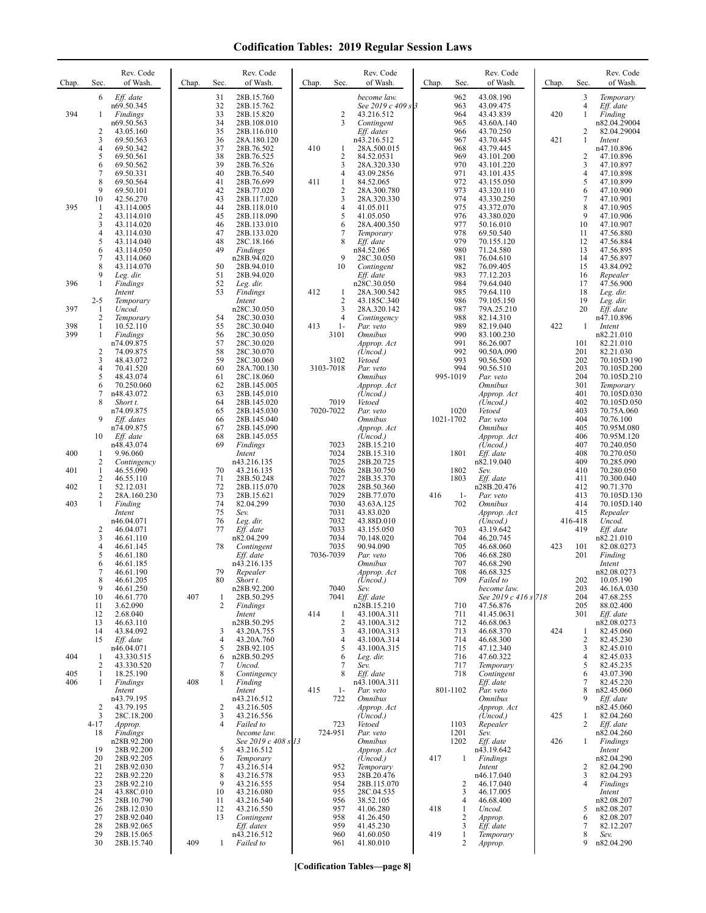# Codification Tables: 2019 Regular Session Laws

| Chap. | Sec. | Rev. Code of Wash. |
|---|---|---|
| | 6 | *Eff. date* n69.50.345 |
| 394 | 1 | *Findings* n69.50.563 |
| | 2 | 43.05.160 |
| | 3 | 69.50.563 |
| | 4 | 69.50.342 |
| | 5 | 69.50.561 |
| | 6 | 69.50.562 |
| | 7 | 69.50.331 |
| | 8 | 69.50.564 |
| | 9 | 69.50.101 |
| | 10 | 42.56.270 |
| 395 | 1 | 43.114.005 |
| | 2 | 43.114.010 |
| | 3 | 43.114.020 |
| | 4 | 43.114.030 |
| | 5 | 43.114.040 |
| | 6 | 43.114.050 |
| | 7 | 43.114.060 |
| | 8 | 43.114.070 |
| | 9 | *Leg. dir.* |
| 396 | 1 | *Findings Intent* |
| | 2-5 | *Temporary* |
| 397 | 1 | *Uncod.* |
| | 2 | *Temporary* |
| 398 | 1 | 10.52.110 |
| 399 | 1 | *Findings* n74.09.875 |
| | 2 | 74.09.875 |
| | 3 | 48.43.072 |
| | 4 | 70.41.520 |
| | 5 | 48.43.074 |
| | 6 | 70.250.060 |
| | 7 | n48.43.072 |
| | 8 | *Short t.* n74.09.875 |
| | 9 | *Eff. dates* n74.09.875 |
| | 10 | *Eff. date* n48.43.074 |
| 400 | 1 | 9.96.060 |
| | 2 | *Contingency* |
| 401 | 1 | 46.55.090 |
| | 2 | 46.55.110 |
| 402 | 1 | 52.12.031 |
| | 2 | 28A.160.230 |
| 403 | 1 | *Finding Intent* n46.04.071 |
| | 2 | 46.04.071 |
| | 3 | 46.61.110 |
| | 4 | 46.61.145 |
| | 5 | 46.61.180 |
| | 6 | 46.61.185 |
| | 7 | 46.61.190 |
| | 8 | 46.61.205 |
| | 9 | 46.61.250 |
| | 10 | 46.61.770 |
| | 11 | 3.62.090 |
| | 12 | 2.68.040 |
| | 13 | 46.63.110 |
| | 14 | 43.84.092 |
| | 15 | *Eff. date* n46.04.071 |
| 404 | 1 | 43.330.515 |
| | 2 | 43.330.520 |
| 405 | 1 | 18.25.190 |
| 406 | 1 | *Findings Intent* n43.79.195 |
| | 2 | 43.79.195 |
| | 3 | 28C.18.200 |
| | 4-17 | *Approp.* |
| | 18 | *Findings* n28B.92.200 |
| | 19 | 28B.92.200 |
| | 20 | 28B.92.205 |
| | 21 | 28B.92.030 |
| | 22 | 28B.92.220 |
| | 23 | 28B.92.210 |
| | 24 | 43.88C.010 |
| | 25 | 28B.10.790 |
| | 26 | 28B.12.030 |
| | 27 | 28B.92.040 |
| | 28 | 28B.92.065 |
| | 29 | 28B.15.065 |
| | 30 | 28B.15.740 |
| | 31 | 28B.15.760 |
| | 32 | 28B.15.762 |
| | 33 | 28B.15.820 |
| | 34 | 28B.108.010 |
| | 35 | 28B.116.010 |
| | 36 | 28A.180.120 |
| | 37 | 28B.76.502 |
| | 38 | 28B.76.525 |
| | 39 | 28B.76.526 |
| | 40 | 28B.76.540 |
| | 41 | 28B.76.699 |
| | 42 | 28B.77.020 |
| | 43 | 28B.117.020 |
| | 44 | 28B.118.010 |
| | 45 | 28B.118.090 |
| | 46 | 28B.133.010 |
| | 47 | 28B.133.020 |
| | 48 | 28C.18.166 |
| | 49 | *Findings* n28B.94.020 |
| | 50 | 28B.94.010 |
| | 51 | 28B.94.020 |
| | 52 | *Leg. dir.* |
| | 53 | *Findings Intent* n28C.30.050 |
| | 54 | 28C.30.030 |
| | 55 | 28C.30.040 |
| | 56 | 28C.30.050 |
| | 57 | 28C.30.020 |
| | 58 | 28C.30.070 |
| | 59 | 28C.30.060 |
| | 60 | 28A.700.130 |
| | 61 | 28C.18.060 |
| | 62 | 28B.145.005 |
| | 63 | 28B.145.010 |
| | 64 | 28B.145.020 |
| | 65 | 28B.145.030 |
| | 66 | 28B.145.040 |
| | 67 | 28B.145.090 |
| | 68 | 28B.145.055 |
| | 69 | *Findings Intent* n43.216.135 |
| | 70 | 43.216.135 |
| | 71 | 28B.50.248 |
| | 72 | 28B.115.070 |
| | 73 | 28B.15.621 |
| | 74 | 82.04.299 |
| | 75 | *Sev.* |
| | 76 | *Leg. dir.* |
| | 77 | *Eff. date* n82.04.299 |
| | 78 | *Contingent Eff. date* n43.216.135 |
| | 79 | *Repealer* |
| | 80 | *Short t.* n28B.92.200 |
| 407 | 1 | 28B.50.295 |
| | 2 | *Findings Intent* n28B.50.295 |
| | 3 | 43.20A.755 |
| | 4 | 43.20A.760 |
| | 5 | 28B.92.105 |
| | 6 | n28B.50.295 |
| | 7 | *Uncod.* |
| | 8 | *Contingency* |
| 408 | 1 | *Finding Intent* n43.216.512 |
| | 2 | 43.216.505 |
| | 3 | 43.216.556 |
| | 4 | *Failed to become law. See 2019 c 408 s 13* |
| | 5 | 43.216.512 |
| | 6 | *Temporary* |
| | 7 | 43.216.514 |
| | 8 | 43.216.578 |
| | 9 | 43.216.555 |
| | 10 | 43.216.080 |
| | 11 | 43.216.540 |
| | 12 | 43.216.550 |
| | 13 | *Contingent Eff. dates* n43.216.512 |
| 409 | 1 | *Failed to become law. See 2019 c 409 s 3* |
| | 2 | 43.216.512 |
| | 3 | *Contingent Eff. dates* n43.216.512 |
| 410 | 1 | 28A.500.015 |
| | 2 | 84.52.0531 |
| | 3 | 28A.320.330 |
| | 4 | 43.09.2856 |
| 411 | 1 | 84.52.065 |
| | 2 | 28A.300.780 |
| | 3 | 28A.320.330 |
| | 4 | 41.05.011 |
| | 5 | 41.05.050 |
| | 6 | 28A.400.350 |
| | 7 | *Temporary* |
| | 8 | *Eff. date* n84.52.065 |
| | 9 | 28C.30.050 |
| | 10 | *Contingent Eff. date* n28C.30.050 |
| 412 | 1 | 28A.300.542 |
| | 2 | 43.185C.340 |
| | 3 | 28A.320.142 |
| | 4 | *Contingency* |
| 413 | 1-3101 | *Par. veto Omnibus Approp. Act (Uncod.)* |
| | 3102 | *Vetoed* |
| | 3103-7018 | *Par. veto Omnibus Approp. Act (Uncod.)* |
| | 7019 | *Vetoed* |
| | 7020-7022 | *Par. veto Omnibus Approp. Act (Uncod.)* |
| | 7023 | 28B.15.210 |
| | 7024 | 28B.15.310 |
| | 7025 | 28B.20.725 |
| | 7026 | 28B.30.750 |
| | 7027 | 28B.35.370 |
| | 7028 | 28B.50.360 |
| | 7029 | 28B.77.070 |
| | 7030 | 43.63A.125 |
| | 7031 | 43.83.020 |
| | 7032 | 43.88D.010 |
| | 7033 | 43.155.050 |
| | 7034 | 70.148.020 |
| | 7035 | 90.94.090 |
| | 7036-7039 | *Par. veto Omnibus Approp. Act (Uncod.)* |
| | 7040 | *Sev.* |
| | 7041 | *Eff. date* n28B.15.210 |
| 414 | 1 | 43.100A.311 |
| | 2 | 43.100A.312 |
| | 3 | 43.100A.313 |
| | 4 | 43.100A.314 |
| | 5 | 43.100A.315 |
| | 6 | *Leg. dir.* |
| | 7 | *Sev.* |
| | 8 | *Eff. date* n43.100A.311 |
| 415 | 1-722 | *Par. veto Omnibus Approp. Act (Uncod.)* |
| | 723 | *Vetoed* |
| | 724-951 | *Par. veto Omnibus Approp. Act (Uncod.)* |
| | 952 | *Temporary* |
| | 953 | 28B.20.476 |
| | 954 | 28B.115.070 |
| | 955 | 28C.04.535 |
| | 956 | 38.52.105 |
| | 957 | 41.06.280 |
| | 958 | 41.26.450 |
| | 959 | 41.45.230 |
| | 960 | 41.60.050 |
| | 961 | 41.80.010 |
| | 962 | 43.08.190 |
| | 963 | 43.09.475 |
| | 964 | 43.43.839 |
| | 965 | 43.60A.140 |
| | 966 | 43.70.250 |
| | 967 | 43.70.445 |
| | 968 | 43.79.445 |
| | 969 | 43.101.200 |
| | 970 | 43.101.220 |
| | 971 | 43.101.435 |
| | 972 | 43.155.050 |
| | 973 | 43.320.110 |
| | 974 | 43.330.250 |
| | 975 | 43.372.070 |
| | 976 | 43.380.020 |
| | 977 | 50.16.010 |
| | 978 | 69.50.540 |
| | 979 | 70.155.120 |
| | 980 | 71.24.580 |
| | 981 | 76.04.610 |
| | 982 | 76.09.405 |
| | 983 | 77.12.203 |
| | 984 | 79.64.040 |
| | 985 | 79.64.110 |
| | 986 | 79.105.150 |
| | 987 | 79A.25.210 |
| | 988 | 82.14.310 |
| | 989 | 82.19.040 |
| | 990 | 83.100.230 |
| | 991 | 86.26.007 |
| | 992 | 90.50A.090 |
| | 993 | 90.56.500 |
| | 994 | 90.56.510 |
| | 995-1019 | *Par. veto Omnibus Approp. Act (Uncod.)* |
| | 1020 | *Vetoed* |
| | 1021-1702 | *Par. veto Omnibus Approp. Act (Uncod.)* |
| | 1801 | *Eff. date* n82.19.040 |
| | 1802 | *Sev.* |
| | 1803 | *Eff. date* n28B.20.476 |
| 416 | 1-702 | *Par. veto Omnibus Approp. Act (Uncod.)* |
| | 703 | 43.19.642 |
| | 704 | 46.20.745 |
| | 705 | 46.68.060 |
| | 706 | 46.68.280 |
| | 707 | 46.68.290 |
| | 708 | 46.68.325 |
| | 709 | *Failed to become law. See 2019 c 416 s 718* |
| | 710 | 47.56.876 |
| | 711 | 41.45.0631 |
| | 712 | 46.68.063 |
| | 713 | 46.68.370 |
| | 714 | 46.68.300 |
| | 715 | 47.12.340 |
| | 716 | 47.60.322 |
| | 717 | *Temporary* |
| | 718 | *Contingent Eff. date* |
| | 801-1102 | *Par. veto Omnibus Approp. Act (Uncod.)* |
| | 1103 | *Repealer* |
| | 1201 | *Sev.* |
| | 1202 | *Eff. date* n43.19.642 |
| 417 | 1 | *Findings Intent* n46.17.040 |
| | 2 | 46.17.040 |
| | 3 | 46.17.005 |
| | 4 | 46.68.400 |
| 418 | 1 | *Uncod.* |
| | 2 | *Approp.* |
| | 3 | *Eff. date* |
| 419 | 1 | *Temporary* |
| | 2 | *Approp.* |
| | 3 | *Temporary* |
| | 4 | *Eff. date* |
| 420 | 1 | *Finding* n82.04.29004 |
| | 2 | 82.04.29004 |
| 421 | 1 | *Intent* n47.10.896 |
| | 2 | 47.10.896 |
| | 3 | 47.10.897 |
| | 4 | 47.10.898 |
| | 5 | 47.10.899 |
| | 6 | 47.10.900 |
| | 7 | 47.10.901 |
| | 8 | 47.10.905 |
| | 9 | 47.10.906 |
| | 10 | 47.10.907 |
| | 11 | 47.56.880 |
| | 12 | 47.56.884 |
| | 13 | 47.56.895 |
| | 14 | 47.56.897 |
| | 15 | 43.84.092 |
| | 16 | *Repealer* |
| | 17 | 47.56.900 |
| | 18 | *Leg. dir.* |
| | 19 | *Leg. dir.* |
| | 20 | *Eff. date* n47.10.896 |
| 422 | 1 | *Intent* n82.21.010 |
| | 101 | 82.21.010 |
| | 201 | 82.21.030 |
| | 202 | 70.105D.190 |
| | 203 | 70.105D.200 |
| | 204 | 70.105D.210 |
| | 301 | *Temporary* |
| | 401 | 70.105D.030 |
| | 402 | 70.105D.050 |
| | 403 | 70.75A.060 |
| | 404 | 70.76.100 |
| | 405 | 70.95M.080 |
| | 406 | 70.95M.120 |
| | 407 | 70.240.050 |
| | 408 | 70.270.050 |
| | 409 | 70.285.090 |
| | 410 | 70.280.050 |
| | 411 | 70.300.040 |
| | 412 | 90.71.370 |
| | 413 | 70.105D.130 |
| | 414 | 70.105D.140 |
| | 415 | *Repealer* |
| | 416-418 | *Uncod.* |
| | 419 | *Eff. date* n82.21.010 |
| 423 | 101 | 82.08.0273 |
| | 201 | *Finding Intent* n82.08.0273 |
| | 202 | 10.05.190 |
| | 203 | 46.16A.030 |
| | 204 | 47.68.255 |
| | 205 | 88.02.400 |
| | 301 | *Eff. date* n82.08.0273 |
| 424 | 1 | 82.45.060 |
| | 2 | 82.45.230 |
| | 3 | 82.45.010 |
| | 4 | 82.45.033 |
| | 5 | 82.45.235 |
| | 6 | 43.07.390 |
| | 7 | 82.45.220 |
| | 8 | n82.45.060 |
| | 9 | *Eff. date* n82.45.060 |
| 425 | 1 | 82.04.260 |
| | 2 | *Eff. date* n82.04.260 |
| 426 | 1 | *Findings Intent* n82.04.290 |
| | 2 | 82.04.290 |
| | 3 | 82.04.293 |
| | 4 | *Findings Intent* n82.08.207 |
| | 5 | n82.08.207 |
| | 6 | 82.08.207 |
| | 7 | 82.12.207 |
| | 8 | *Sev.* |
| | 9 | n82.04.290 |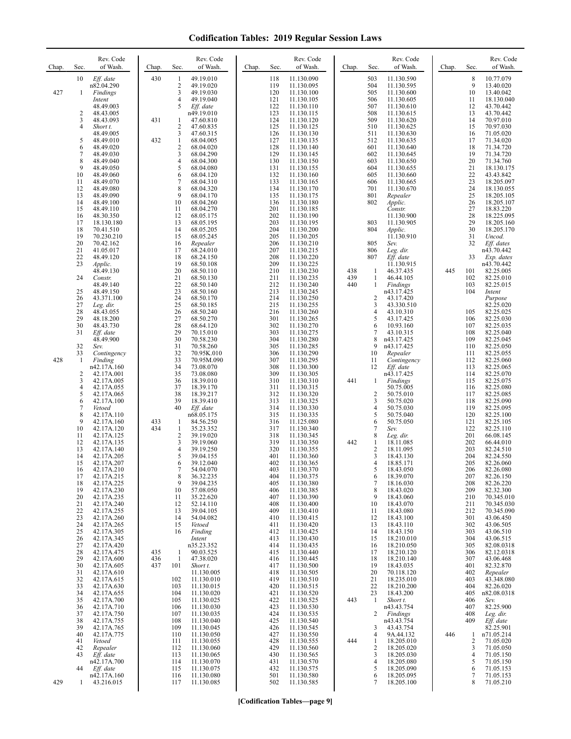# Codification Tables: 2019 Regular Session Laws

| Chap. | Sec. | Rev. Code of Wash. |
|---|---|---|
| | 10 | *Eff. date* n82.04.290 |
| 427 | 1 | *Findings Intent* 48.49.003 |
| | 2 | 48.43.005 |
| | 3 | 48.43.093 |
| | 4 | *Short t.* 48.49.005 |
| | 5 | 48.49.010 |
| | 6 | 48.49.020 |
| | 7 | 48.49.030 |
| | 8 | 48.49.040 |
| | 9 | 48.49.050 |
| | 10 | 48.49.060 |
| | 11 | 48.49.070 |
| | 12 | 48.49.080 |
| | 13 | 48.49.090 |
| | 14 | 48.49.100 |
| | 15 | 48.49.110 |
| | 16 | 48.30.350 |
| | 17 | 18.130.180 |
| | 18 | 70.41.510 |
| | 19 | 70.230.210 |
| | 20 | 70.42.162 |
| | 21 | 41.05.017 |
| | 22 | 48.49.120 |
| | 23 | *Applic.* 48.49.130 |
| | 24 | *Constr.* 48.49.140 |
| | 25 | 48.49.150 |
| | 26 | 43.371.100 |
| | 27 | *Leg. dir.* |
| | 28 | 48.43.055 |
| | 29 | 48.18.200 |
| | 30 | 48.43.730 |
| | 31 | *Eff. date* 48.49.900 |
| | 32 | *Sev.* |
| | 33 | *Contingency* |
| 428 | 1 | *Finding* n42.17A.160 |
| | 2 | 42.17A.001 |
| | 3 | 42.17A.005 |
| | 4 | 42.17A.055 |
| | 5 | 42.17A.065 |
| | 6 | 42.17A.100 |
| | 7 | *Vetoed* |
| | 8 | 42.17A.110 |
| | 9 | 42.17A.160 |
| | 10 | 42.17A.120 |
| | 11 | 42.17A.125 |
| | 12 | 42.17A.135 |
| | 13 | 42.17A.140 |
| | 14 | 42.17A.205 |
| | 15 | 42.17A.207 |
| | 16 | 42.17A.210 |
| | 17 | 42.17A.215 |
| | 18 | 42.17A.225 |
| | 19 | 42.17A.230 |
| | 20 | 42.17A.235 |
| | 21 | 42.17A.240 |
| | 22 | 42.17A.255 |
| | 23 | 42.17A.260 |
| | 24 | 42.17A.265 |
| | 25 | 42.17A.305 |
| | 26 | 42.17A.345 |
| | 27 | 42.17A.420 |
| | 28 | 42.17A.475 |
| | 29 | 42.17A.600 |
| | 30 | 42.17A.605 |
| | 31 | 42.17A.610 |
| | 32 | 42.17A.615 |
| | 33 | 42.17A.630 |
| | 34 | 42.17A.655 |
| | 35 | 42.17A.700 |
| | 36 | 42.17A.710 |
| | 37 | 42.17A.750 |
| | 38 | 42.17A.755 |
| | 39 | 42.17A.765 |
| | 40 | 42.17A.775 |
| | 41 | *Vetoed* |
| | 42 | *Repealer* |
| | 43 | *Eff. date* n42.17A.700 |
| | 44 | *Eff. date* n42.17A.160 |
| 429 | 1 | 43.216.015 |
| 430 | 1 | 49.19.010 |
| | 2 | 49.19.020 |
| | 3 | 49.19.030 |
| | 4 | 49.19.040 |
| | 5 | *Eff. date* n49.19.010 |
| 431 | 1 | 47.60.810 |
| | 2 | 47.60.835 |
| | 3 | 47.60.315 |
| 432 | 1 | 68.04.005 |
| | 2 | 68.04.020 |
| | 3 | 68.04.290 |
| | 4 | 68.04.300 |
| | 5 | 68.04.080 |
| | 6 | 68.04.120 |
| | 7 | 68.04.310 |
| | 8 | 68.04.320 |
| | 9 | 68.04.170 |
| | 10 | 68.04.260 |
| | 11 | 68.04.270 |
| | 12 | 68.05.175 |
| | 13 | 68.05.195 |
| | 14 | 68.05.205 |
| | 15 | 68.05.245 |
| | 16 | *Repealer* |
| | 17 | 68.24.010 |
| | 18 | 68.24.150 |
| | 19 | 68.50.108 |
| | 20 | 68.50.110 |
| | 21 | 68.50.130 |
| | 22 | 68.50.140 |
| | 23 | 68.50.160 |
| | 24 | 68.50.170 |
| | 25 | 68.50.185 |
| | 26 | 68.50.240 |
| | 27 | 68.50.270 |
| | 28 | 68.64.120 |
| | 29 | 70.15.010 |
| | 30 | 70.58.230 |
| | 31 | 70.58.260 |
| | 32 | 70.95K.010 |
| | 33 | 70.95M.090 |
| | 34 | 73.08.070 |
| | 35 | 73.08.080 |
| | 36 | 18.39.010 |
| | 37 | 18.39.170 |
| | 38 | 18.39.217 |
| | 39 | 18.39.410 |
| | 40 | *Eff. date* n68.05.175 |
| 433 | 1 | 84.56.250 |
| 434 | 1 | 35.23.352 |
| | 2 | 39.19.020 |
| | 3 | 39.19.060 |
| | 4 | 39.19.250 |
| | 5 | 39.04.155 |
| | 6 | 39.12.040 |
| | 7 | 54.04.070 |
| | 8 | 36.32.235 |
| | 9 | 39.04.235 |
| | 10 | 57.08.050 |
| | 11 | 35.22.620 |
| | 12 | 52.14.110 |
| | 13 | 39.04.105 |
| | 14 | 54.04.082 |
| | 15 | *Vetoed* |
| | 16 | *Finding Intent* n35.23.352 |
| 435 | 1 | 90.03.525 |
| 436 | 1 | 47.38.020 |
| 437 | 101 | *Short t.* 11.130.005 |
| | 102 | 11.130.010 |
| | 103 | 11.130.015 |
| | 104 | 11.130.020 |
| | 105 | 11.130.025 |
| | 106 | 11.130.030 |
| | 107 | 11.130.035 |
| | 108 | 11.130.040 |
| | 109 | 11.130.045 |
| | 110 | 11.130.050 |
| | 111 | 11.130.055 |
| | 112 | 11.130.060 |
| | 113 | 11.130.065 |
| | 114 | 11.130.070 |
| | 115 | 11.130.075 |
| | 116 | 11.130.080 |
| | 117 | 11.130.085 |
| | 118 | 11.130.090 |
| | 119 | 11.130.095 |
| | 120 | 11.130.100 |
| | 121 | 11.130.105 |
| | 122 | 11.130.110 |
| | 123 | 11.130.115 |
| | 124 | 11.130.120 |
| | 125 | 11.130.125 |
| | 126 | 11.130.130 |
| | 127 | 11.130.135 |
| | 128 | 11.130.140 |
| | 129 | 11.130.145 |
| | 130 | 11.130.150 |
| | 131 | 11.130.155 |
| | 132 | 11.130.160 |
| | 133 | 11.130.165 |
| | 134 | 11.130.170 |
| | 135 | 11.130.175 |
| | 136 | 11.130.180 |
| | 201 | 11.130.185 |
| | 202 | 11.130.190 |
| | 203 | 11.130.195 |
| | 204 | 11.130.200 |
| | 205 | 11.130.205 |
| | 206 | 11.130.210 |
| | 207 | 11.130.215 |
| | 208 | 11.130.220 |
| | 209 | 11.130.225 |
| | 210 | 11.130.230 |
| | 211 | 11.130.235 |
| | 212 | 11.130.240 |
| | 213 | 11.130.245 |
| | 214 | 11.130.250 |
| | 215 | 11.130.255 |
| | 216 | 11.130.260 |
| | 301 | 11.130.265 |
| | 302 | 11.130.270 |
| | 303 | 11.130.275 |
| | 304 | 11.130.280 |
| | 305 | 11.130.285 |
| | 306 | 11.130.290 |
| | 307 | 11.130.295 |
| | 308 | 11.130.300 |
| | 309 | 11.130.305 |
| | 310 | 11.130.310 |
| | 311 | 11.130.315 |
| | 312 | 11.130.320 |
| | 313 | 11.130.325 |
| | 314 | 11.130.330 |
| | 315 | 11.130.335 |
| | 316 | 11.125.080 |
| | 317 | 11.130.340 |
| | 318 | 11.130.345 |
| | 319 | 11.130.350 |
| | 320 | 11.130.355 |
| | 401 | 11.130.360 |
| | 402 | 11.130.365 |
| | 403 | 11.130.370 |
| | 404 | 11.130.375 |
| | 405 | 11.130.380 |
| | 406 | 11.130.385 |
| | 407 | 11.130.390 |
| | 408 | 11.130.400 |
| | 409 | 11.130.410 |
| | 410 | 11.130.415 |
| | 411 | 11.130.420 |
| | 412 | 11.130.425 |
| | 413 | 11.130.430 |
| | 414 | 11.130.435 |
| | 415 | 11.130.440 |
| | 416 | 11.130.445 |
| | 417 | 11.130.500 |
| | 418 | 11.130.505 |
| | 419 | 11.130.510 |
| | 420 | 11.130.515 |
| | 421 | 11.130.520 |
| | 422 | 11.130.525 |
| | 423 | 11.130.530 |
| | 424 | 11.130.535 |
| | 425 | 11.130.540 |
| | 426 | 11.130.545 |
| | 427 | 11.130.550 |
| | 428 | 11.130.555 |
| | 429 | 11.130.560 |
| | 430 | 11.130.565 |
| | 431 | 11.130.570 |
| | 432 | 11.130.575 |
| | 501 | 11.130.580 |
| | 502 | 11.130.585 |
| | 503 | 11.130.590 |
| | 504 | 11.130.595 |
| | 505 | 11.130.600 |
| | 506 | 11.130.605 |
| | 507 | 11.130.610 |
| | 508 | 11.130.615 |
| | 509 | 11.130.620 |
| | 510 | 11.130.625 |
| | 511 | 11.130.630 |
| | 512 | 11.130.635 |
| | 601 | 11.130.640 |
| | 602 | 11.130.645 |
| | 603 | 11.130.650 |
| | 604 | 11.130.655 |
| | 605 | 11.130.660 |
| | 606 | 11.130.665 |
| | 701 | 11.130.670 |
| | 801 | *Repealer* |
| | 802 | *Applic. Constr.* 11.130.900 |
| | 803 | 11.130.905 |
| | 804 | *Applic.* 11.130.910 |
| | 805 | *Sev.* |
| | 806 | *Leg. dir.* |
| | 807 | *Eff. date* 11.130.915 |
| 438 | 1 | 46.37.435 |
| 439 | 1 | 46.44.105 |
| 440 | 1 | *Findings* n43.17.425 |
| | 2 | 43.17.420 |
| | 3 | 43.330.510 |
| | 4 | 43.10.310 |
| | 5 | 43.17.425 |
| | 6 | 10.93.160 |
| | 7 | 43.10.315 |
| | 8 | n43.17.425 |
| | 9 | n43.17.425 |
| | 10 | *Repealer* |
| | 11 | *Contingency* |
| | 12 | *Eff. date* n43.17.425 |
| 441 | 1 | *Findings* 50.75.005 |
| | 2 | 50.75.010 |
| | 3 | 50.75.020 |
| | 4 | 50.75.030 |
| | 5 | 50.75.040 |
| | 6 | 50.75.050 |
| | 7 | *Sev.* |
| | 8 | *Leg. dir.* |
| 442 | 1 | 18.11.085 |
| | 2 | 18.11.095 |
| | 3 | 18.43.130 |
| | 4 | 18.85.171 |
| | 5 | 18.43.050 |
| | 6 | 18.39.070 |
| | 7 | 18.16.030 |
| | 8 | 18.43.020 |
| | 9 | 18.43.060 |
| | 10 | 18.43.070 |
| | 11 | 18.43.080 |
| | 12 | 18.43.100 |
| | 13 | 18.43.110 |
| | 14 | 18.43.150 |
| | 15 | 18.210.010 |
| | 16 | 18.210.050 |
| | 17 | 18.210.120 |
| | 18 | 18.210.140 |
| | 19 | 18.43.035 |
| | 20 | 70.118.120 |
| | 21 | 18.235.010 |
| | 22 | 18.210.200 |
| | 23 | 18.43.200 |
| 443 | 1 | *Short t.* n43.43.754 |
| | 2 | *Findings* n43.43.754 |
| | 3 | 43.43.754 |
| | 4 | 9A.44.132 |
| 444 | 1 | 18.205.010 |
| | 2 | 18.205.020 |
| | 3 | 18.205.030 |
| | 4 | 18.205.080 |
| | 5 | 18.205.090 |
| | 6 | 18.205.095 |
| | 7 | 18.205.100 |
| | 8 | 10.77.079 |
| | 9 | 13.40.020 |
| | 10 | 13.40.042 |
| | 11 | 18.130.040 |
| | 12 | 43.70.442 |
| | 13 | 43.70.442 |
| | 14 | 70.97.010 |
| | 15 | 70.97.030 |
| | 16 | 71.05.020 |
| | 17 | 71.34.020 |
| | 18 | 71.34.720 |
| | 19 | 71.34.720 |
| | 20 | 71.34.760 |
| | 21 | 18.130.175 |
| | 22 | 43.43.842 |
| | 23 | 18.205.097 |
| | 24 | 18.130.055 |
| | 25 | 18.205.105 |
| | 26 | 18.205.107 |
| | 27 | 18.83.220 |
| | 28 | 18.225.095 |
| | 29 | 18.205.160 |
| | 30 | 18.205.170 |
| | 31 | *Uncod.* |
| | 32 | *Eff. dates* n43.70.442 |
| | 33 | *Exp. dates* n43.70.442 |
| 445 | 101 | 82.25.005 |
| | 102 | 82.25.010 |
| | 103 | 82.25.015 |
| | 104 | *Intent Purpose* 82.25.020 |
| | 105 | 82.25.025 |
| | 106 | 82.25.030 |
| | 107 | 82.25.035 |
| | 108 | 82.25.040 |
| | 109 | 82.25.045 |
| | 110 | 82.25.050 |
| | 111 | 82.25.055 |
| | 112 | 82.25.060 |
| | 113 | 82.25.065 |
| | 114 | 82.25.070 |
| | 115 | 82.25.075 |
| | 116 | 82.25.080 |
| | 117 | 82.25.085 |
| | 118 | 82.25.090 |
| | 119 | 82.25.095 |
| | 120 | 82.25.100 |
| | 121 | 82.25.105 |
| | 122 | 82.25.110 |
| | 201 | 66.08.145 |
| | 202 | 66.44.010 |
| | 203 | 82.24.510 |
| | 204 | 82.24.550 |
| | 205 | 82.26.060 |
| | 206 | 82.26.080 |
| | 207 | 82.26.150 |
| | 208 | 82.26.220 |
| | 209 | 82.32.300 |
| | 210 | 70.345.010 |
| | 211 | 70.345.030 |
| | 212 | 70.345.090 |
| | 301 | 43.06.450 |
| | 302 | 43.06.505 |
| | 303 | 43.06.510 |
| | 304 | 43.06.515 |
| | 305 | 82.08.0318 |
| | 306 | 82.12.0318 |
| | 307 | 43.06.468 |
| | 401 | 82.32.870 |
| | 402 | *Repealer* |
| | 403 | 43.348.080 |
| | 404 | 82.26.020 |
| | 405 | n82.08.0318 |
| | 406 | *Sev.* |
| | 407 | 82.25.900 |
| | 408 | *Leg. dir.* |
| | 409 | *Eff. date* 82.25.901 |
| 446 | 1 | n71.05.214 |
| | 2 | 71.05.020 |
| | 3 | 71.05.050 |
| | 4 | 71.05.150 |
| | 5 | 71.05.150 |
| | 6 | 71.05.153 |
| | 7 | 71.05.153 |
| | 8 | 71.05.210 |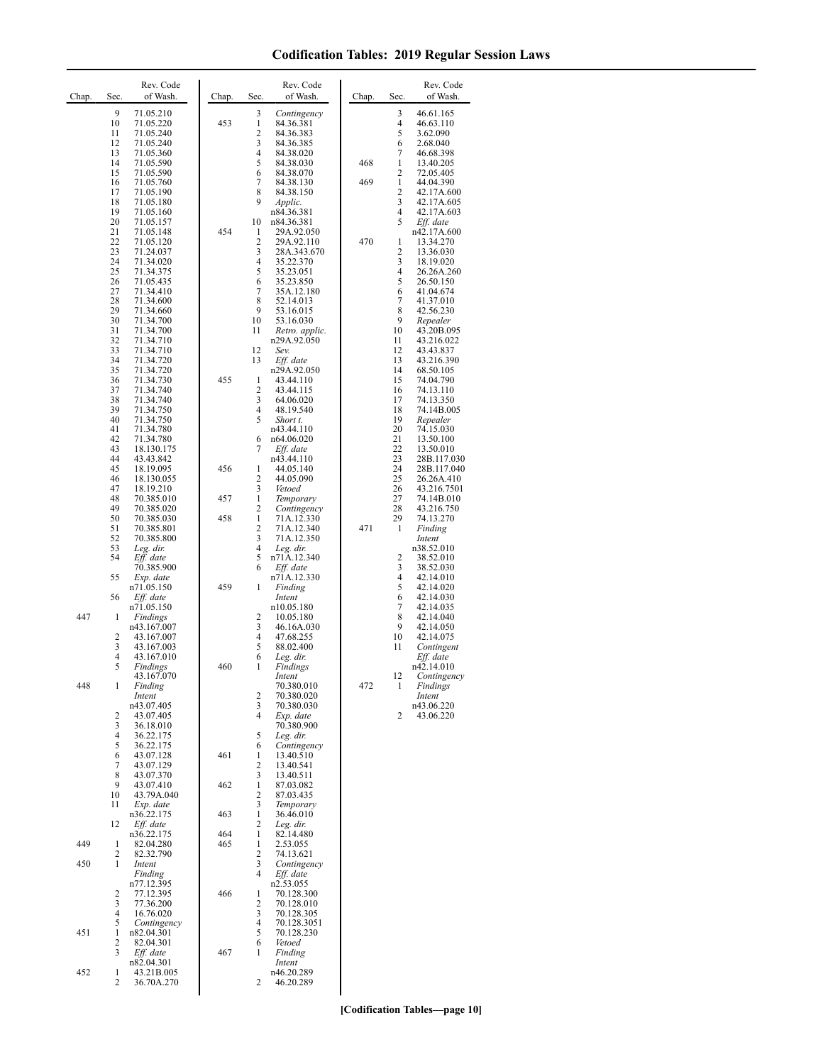| Chap. | Sec. | Rev. Code of Wash. |
|---|---|---|
| | 9 | 71.05.210 |
| | 10 | 71.05.220 |
| | 11 | 71.05.240 |
| | 12 | 71.05.240 |
| | 13 | 71.05.360 |
| | 14 | 71.05.590 |
| | 15 | 71.05.590 |
| | 16 | 71.05.760 |
| | 17 | 71.05.190 |
| | 18 | 71.05.180 |
| | 19 | 71.05.160 |
| | 20 | 71.05.157 |
| | 21 | 71.05.148 |
| | 22 | 71.05.120 |
| | 23 | 71.24.037 |
| | 24 | 71.34.020 |
| | 25 | 71.34.375 |
| | 26 | 71.05.435 |
| | 27 | 71.34.410 |
| | 28 | 71.34.600 |
| | 29 | 71.34.660 |
| | 30 | 71.34.700 |
| | 31 | 71.34.700 |
| | 32 | 71.34.710 |
| | 33 | 71.34.710 |
| | 34 | 71.34.720 |
| | 35 | 71.34.720 |
| | 36 | 71.34.730 |
| | 37 | 71.34.740 |
| | 38 | 71.34.740 |
| | 39 | 71.34.750 |
| | 40 | 71.34.750 |
| | 41 | 71.34.780 |
| | 42 | 71.34.780 |
| | 43 | 18.130.175 |
| | 44 | 43.43.842 |
| | 45 | 18.19.095 |
| | 46 | 18.130.055 |
| | 47 | 18.19.210 |
| | 48 | 70.385.010 |
| | 49 | 70.385.020 |
| | 50 | 70.385.030 |
| | 51 | 70.385.801 |
| | 52 | 70.385.800 |
| | 53 | *Leg. dir.* |
| | 54 | *Eff. date* 70.385.900 |
| | 55 | *Exp. date* n71.05.150 |
| | 56 | *Eff. date* n71.05.150 |
| 447 | 1 | *Findings* n43.167.007 |
| | 2 | 43.167.007 |
| | 3 | 43.167.003 |
| | 4 | 43.167.010 |
| | 5 | *Findings* 43.167.070 |
| 448 | 1 | *Finding Intent* n43.07.405 |
| | 2 | 43.07.405 |
| | 3 | 36.18.010 |
| | 4 | 36.22.175 |
| | 5 | 36.22.175 |
| | 6 | 43.07.128 |
| | 7 | 43.07.129 |
| | 8 | 43.07.370 |
| | 9 | 43.07.410 |
| | 10 | 43.79A.040 |
| | 11 | *Exp. date* n36.22.175 |
| | 12 | *Eff. date* n36.22.175 |
| 449 | 1 | 82.04.280 |
| | 2 | 82.32.790 |
| 450 | 1 | *Intent Finding* n77.12.395 |
| | 2 | 77.12.395 |
| | 3 | 77.36.200 |
| | 4 | 16.76.020 |
| | 5 | *Contingency* |
| 451 | 1 | n82.04.301 |
| | 2 | 82.04.301 |
| | 3 | *Eff. date* n82.04.301 |
| 452 | 1 | 43.21B.005 |
| | 2 | 36.70A.270 |
| | 3 | *Contingency* |
| 453 | 1 | 84.36.381 |
| | 2 | 84.36.383 |
| | 3 | 84.36.385 |
| | 4 | 84.38.020 |
| | 5 | 84.38.030 |
| | 6 | 84.38.070 |
| | 7 | 84.38.130 |
| | 8 | 84.38.150 |
| | 9 | *Applic.* n84.36.381 |
| | 10 | n84.36.381 |
| 454 | 1 | 29A.92.050 |
| | 2 | 29A.92.110 |
| | 3 | 28A.343.670 |
| | 4 | 35.22.370 |
| | 5 | 35.23.051 |
| | 6 | 35.23.850 |
| | 7 | 35A.12.180 |
| | 8 | 52.14.013 |
| | 9 | 53.16.015 |
| | 10 | 53.16.030 |
| | 11 | *Retro. applic.* n29A.92.050 |
| | 12 | *Sev.* |
| | 13 | *Eff. date* n29A.92.050 |
| 455 | 1 | 43.44.110 |
| | 2 | 43.44.115 |
| | 3 | 64.06.020 |
| | 4 | 48.19.540 |
| | 5 | *Short t.* n43.44.110 |
| | 6 | n64.06.020 |
| | 7 | *Eff. date* n43.44.110 |
| 456 | 1 | 44.05.140 |
| | 2 | 44.05.090 |
| | 3 | *Vetoed* |
| 457 | 1 | *Temporary* |
| | 2 | *Contingency* |
| 458 | 1 | 71A.12.330 |
| | 2 | 71A.12.340 |
| | 3 | 71A.12.350 |
| | 4 | *Leg. dir.* |
| | 5 | n71A.12.340 |
| | 6 | *Eff. date* n71A.12.330 |
| 459 | 1 | *Finding Intent* n10.05.180 |
| | 2 | 10.05.180 |
| | 3 | 46.16A.030 |
| | 4 | 47.68.255 |
| | 5 | 88.02.400 |
| | 6 | *Leg. dir.* |
| 460 | 1 | *Findings Intent* 70.380.010 |
| | 2 | 70.380.020 |
| | 3 | 70.380.030 |
| | 4 | *Exp. date* 70.380.900 |
| | 5 | *Leg. dir.* |
| | 6 | *Contingency* |
| 461 | 1 | 13.40.510 |
| | 2 | 13.40.541 |
| | 3 | 13.40.511 |
| 462 | 1 | 87.03.082 |
| | 2 | 87.03.435 |
| | 3 | *Temporary* |
| 463 | 1 | 36.46.010 |
| | 2 | *Leg. dir.* |
| 464 | 1 | 82.14.480 |
| 465 | 1 | 2.53.055 |
| | 2 | 74.13.621 |
| | 3 | *Contingency* |
| | 4 | *Eff. date* n2.53.055 |
| 466 | 1 | 70.128.300 |
| | 2 | 70.128.010 |
| | 3 | 70.128.305 |
| | 4 | 70.128.3051 |
| | 5 | 70.128.230 |
| | 6 | *Vetoed* |
| 467 | 1 | *Finding Intent* n46.20.289 |
| | 2 | 46.20.289 |
| | 3 | 46.61.165 |
| | 4 | 46.63.110 |
| | 5 | 3.62.090 |
| | 6 | 2.68.040 |
| | 7 | 46.68.398 |
| 468 | 1 | 13.40.205 |
| | 2 | 72.05.405 |
| 469 | 1 | 44.04.390 |
| | 2 | 42.17A.600 |
| | 3 | 42.17A.605 |
| | 4 | 42.17A.603 |
| | 5 | *Eff. date* n42.17A.600 |
| 470 | 1 | 13.34.270 |
| | 2 | 13.36.030 |
| | 3 | 18.19.020 |
| | 4 | 26.26A.260 |
| | 5 | 26.50.150 |
| | 6 | 41.04.674 |
| | 7 | 41.37.010 |
| | 8 | 42.56.230 |
| | 9 | *Repealer* |
| | 10 | 43.20B.095 |
| | 11 | 43.216.022 |
| | 12 | 43.43.837 |
| | 13 | 43.216.390 |
| | 14 | 68.50.105 |
| | 15 | 74.04.790 |
| | 16 | 74.13.110 |
| | 17 | 74.13.350 |
| | 18 | 74.14B.005 |
| | 19 | *Repealer* |
| | 20 | 74.15.030 |
| | 21 | 13.50.100 |
| | 22 | 13.50.010 |
| | 23 | 28B.117.030 |
| | 24 | 28B.117.040 |
| | 25 | 26.26A.410 |
| | 26 | 43.216.7501 |
| | 27 | 74.14B.010 |
| | 28 | 43.216.750 |
| | 29 | 74.13.270 |
| 471 | 1 | *Finding Intent* n38.52.010 |
| | 2 | 38.52.010 |
| | 3 | 38.52.030 |
| | 4 | 42.14.010 |
| | 5 | 42.14.020 |
| | 6 | 42.14.030 |
| | 7 | 42.14.035 |
| | 8 | 42.14.040 |
| | 9 | 42.14.050 |
| | 10 | 42.14.075 |
| | 11 | *Contingent Eff. date* n42.14.010 |
| | 12 | *Contingency* |
| 472 | 1 | *Findings Intent* n43.06.220 |
| | 2 | 43.06.220 |